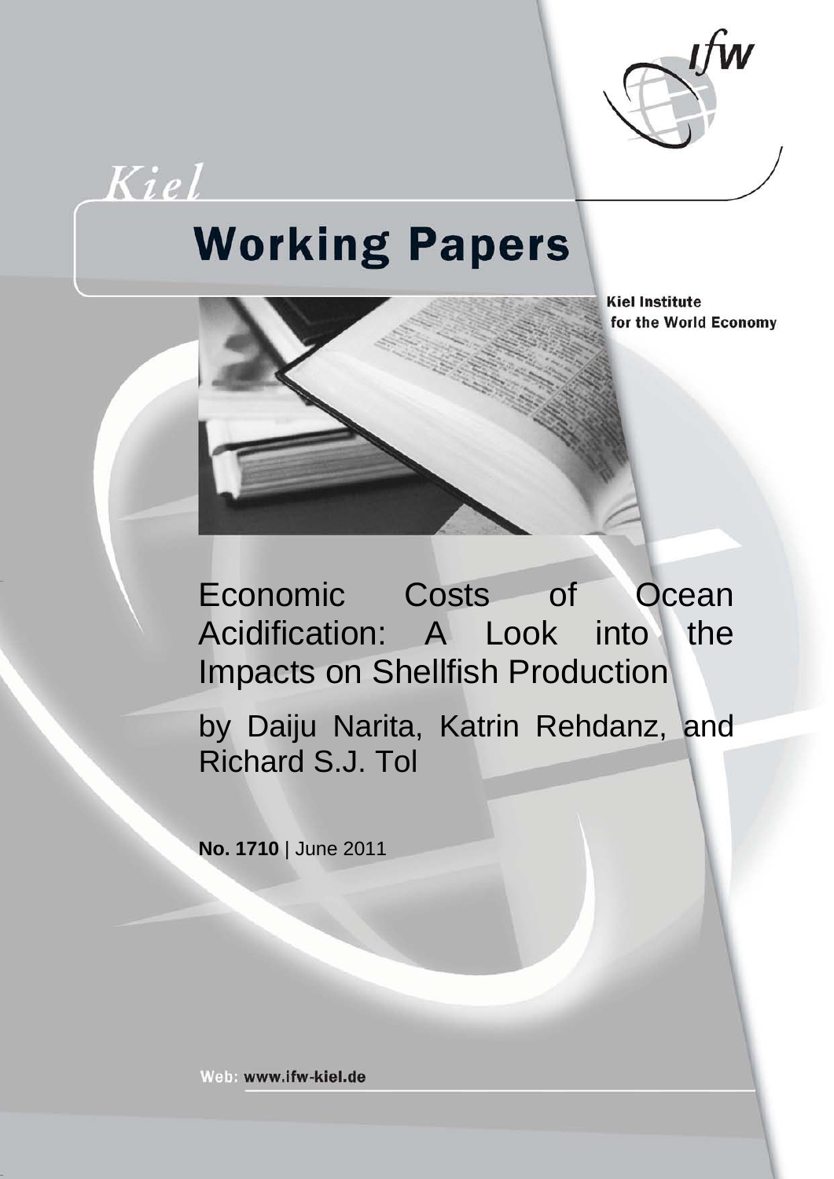Kiel

# Working Papers

Kiel Institute for the World Economy

# Economic Costs of Ocean Acidification: A Look into the Impacts on Shellfish Production

by Daiju Narita, Katrin Rehdanz, and Richard S.J. Tol

**No. 1710** | June 2011

Web: www.ifw-kiel.de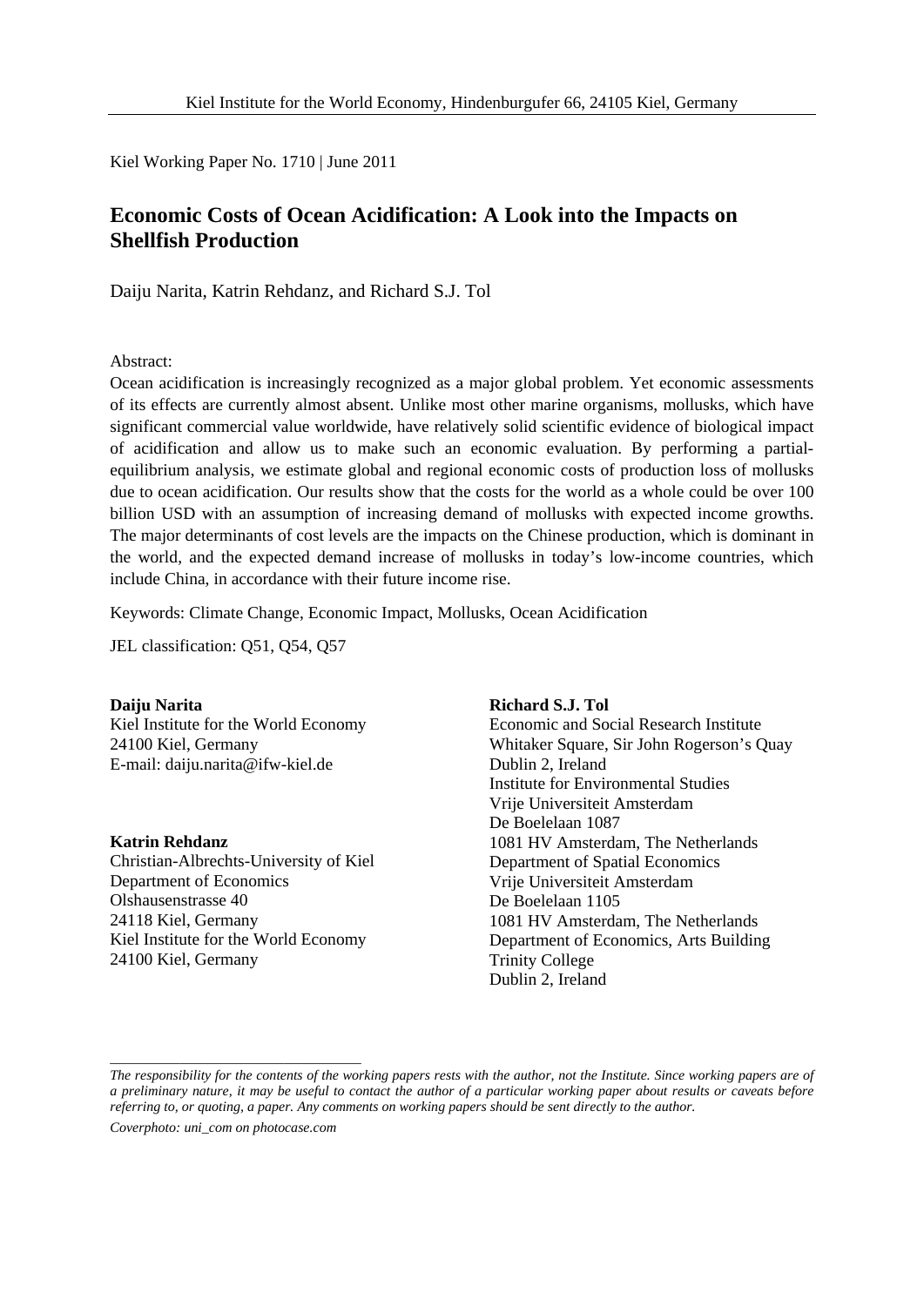Kiel Working Paper No. 1710 | June 2011

# Economic Costs of Ocean Acidification: A Look into the Impacts on Shellfish Production

Daiju Narita, Katrin Rehdanz, and Richard S.J. Tol

Abstract:

Ocean acidification is increasingly recognized as a major global problem. Yet economic assessments of its effects are currently almost absent. Unlike most other marine organisms, mollusks, which have significant commercial value worldwide, have relatively solid scientific evidence of biological impact of acidification and allow us to make such an economic evaluation. By performing a partial-equilibrium analysis, we estimate global and regional economic costs of production loss of mollusks due to ocean acidification. Our results show that the costs for the world as a whole could be over 100 billion USD with an assumption of increasing demand of mollusks with expected income growths. The major determinants of cost levels are the impacts on the Chinese production, which is dominant in the world, and the expected demand increase of mollusks in today's low-income countries, which include China, in accordance with their future income rise.

Keywords: Climate Change, Economic Impact, Mollusks, Ocean Acidification

JEL classification: Q51, Q54, Q57

**Daiju Narita**
Kiel Institute for the World Economy
24100 Kiel, Germany
E-mail: daiju.narita@ifw-kiel.de

**Katrin Rehdanz**
Christian-Albrechts-University of Kiel
Department of Economics
Olshausenstrasse 40
24118 Kiel, Germany
Kiel Institute for the World Economy
24100 Kiel, Germany

**Richard S.J. Tol**
Economic and Social Research Institute
Whitaker Square, Sir John Rogerson's Quay
Dublin 2, Ireland
Institute for Environmental Studies
Vrije Universiteit Amsterdam
De Boelelaan 1087
1081 HV Amsterdam, The Netherlands
Department of Spatial Economics
Vrije Universiteit Amsterdam
De Boelelaan 1105
1081 HV Amsterdam, The Netherlands
Department of Economics, Arts Building
Trinity College
Dublin 2, Ireland

---

*The responsibility for the contents of the working papers rests with the author, not the Institute. Since working papers are of a preliminary nature, it may be useful to contact the author of a particular working paper about results or caveats before referring to, or quoting, a paper. Any comments on working papers should be sent directly to the author.*

*Coverphoto: uni_com on photocase.com*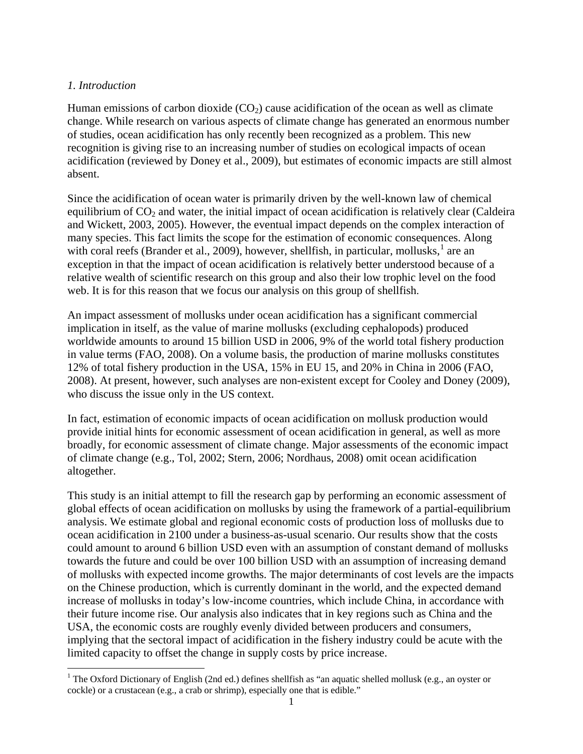*1. Introduction*

Human emissions of carbon dioxide ($CO_2$) cause acidification of the ocean as well as climate change. While research on various aspects of climate change has generated an enormous number of studies, ocean acidification has only recently been recognized as a problem. This new recognition is giving rise to an increasing number of studies on ecological impacts of ocean acidification (reviewed by Doney et al., 2009), but estimates of economic impacts are still almost absent.

Since the acidification of ocean water is primarily driven by the well-known law of chemical equilibrium of $CO_2$ and water, the initial impact of ocean acidification is relatively clear (Caldeira and Wickett, 2003, 2005). However, the eventual impact depends on the complex interaction of many species. This fact limits the scope for the estimation of economic consequences. Along with coral reefs (Brander et al., 2009), however, shellfish, in particular, mollusks,[1] are an exception in that the impact of ocean acidification is relatively better understood because of a relative wealth of scientific research on this group and also their low trophic level on the food web. It is for this reason that we focus our analysis on this group of shellfish.

An impact assessment of mollusks under ocean acidification has a significant commercial implication in itself, as the value of marine mollusks (excluding cephalopods) produced worldwide amounts to around 15 billion USD in 2006, 9% of the world total fishery production in value terms (FAO, 2008). On a volume basis, the production of marine mollusks constitutes 12% of total fishery production in the USA, 15% in EU 15, and 20% in China in 2006 (FAO, 2008). At present, however, such analyses are non-existent except for Cooley and Doney (2009), who discuss the issue only in the US context.

In fact, estimation of economic impacts of ocean acidification on mollusk production would provide initial hints for economic assessment of ocean acidification in general, as well as more broadly, for economic assessment of climate change. Major assessments of the economic impact of climate change (e.g., Tol, 2002; Stern, 2006; Nordhaus, 2008) omit ocean acidification altogether.

This study is an initial attempt to fill the research gap by performing an economic assessment of global effects of ocean acidification on mollusks by using the framework of a partial-equilibrium analysis. We estimate global and regional economic costs of production loss of mollusks due to ocean acidification in 2100 under a business-as-usual scenario. Our results show that the costs could amount to around 6 billion USD even with an assumption of constant demand of mollusks towards the future and could be over 100 billion USD with an assumption of increasing demand of mollusks with expected income growths. The major determinants of cost levels are the impacts on the Chinese production, which is currently dominant in the world, and the expected demand increase of mollusks in today's low-income countries, which include China, in accordance with their future income rise. Our analysis also indicates that in key regions such as China and the USA, the economic costs are roughly evenly divided between producers and consumers, implying that the sectoral impact of acidification in the fishery industry could be acute with the limited capacity to offset the change in supply costs by price increase.

[1] The Oxford Dictionary of English (2nd ed.) defines shellfish as "an aquatic shelled mollusk (e.g., an oyster or cockle) or a crustacean (e.g., a crab or shrimp), especially one that is edible."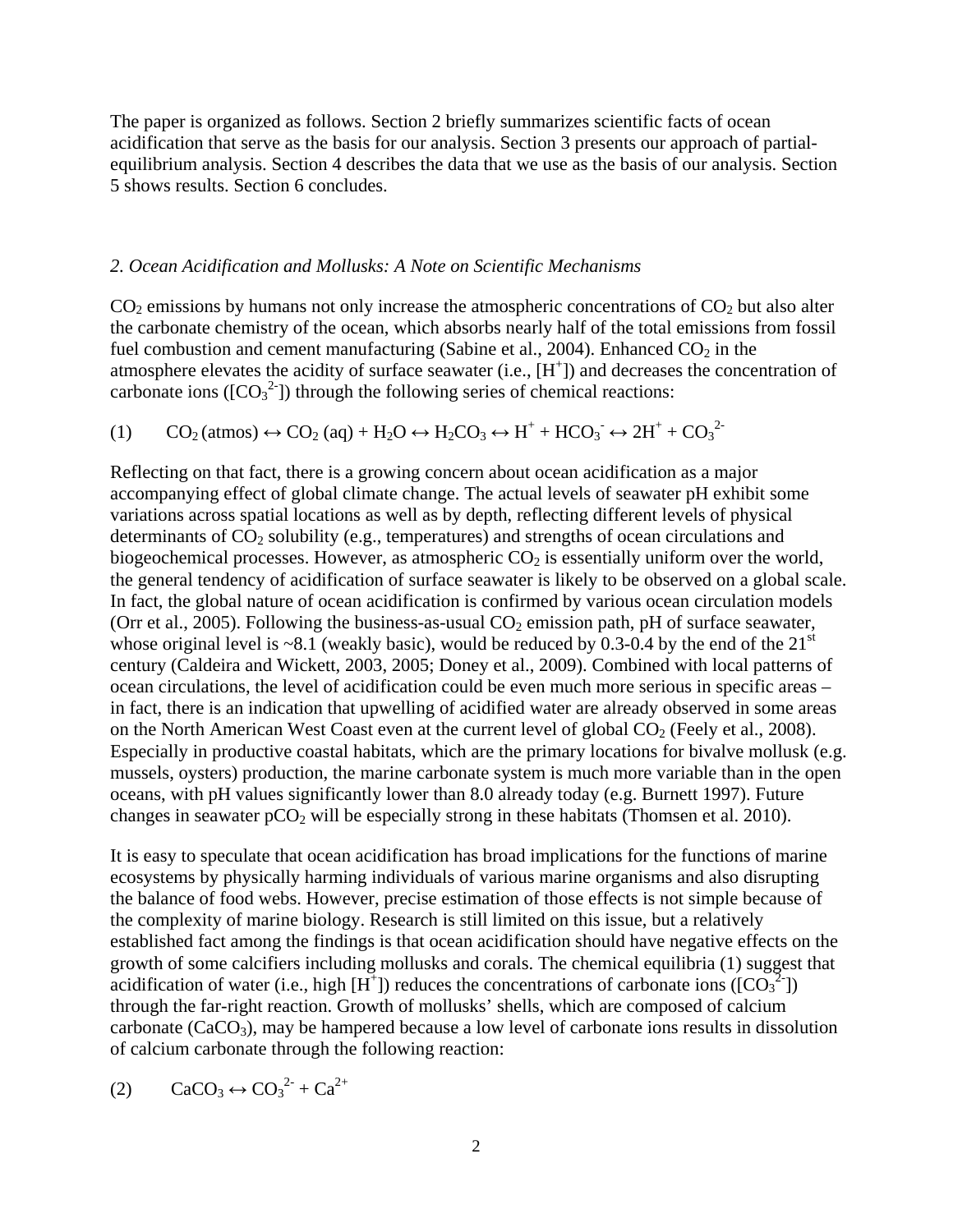The paper is organized as follows. Section 2 briefly summarizes scientific facts of ocean acidification that serve as the basis for our analysis. Section 3 presents our approach of partial-equilibrium analysis. Section 4 describes the data that we use as the basis of our analysis. Section 5 shows results. Section 6 concludes.

## *2. Ocean Acidification and Mollusks: A Note on Scientific Mechanisms*

$CO_2$ emissions by humans not only increase the atmospheric concentrations of $CO_2$ but also alter the carbonate chemistry of the ocean, which absorbs nearly half of the total emissions from fossil fuel combustion and cement manufacturing (Sabine et al., 2004). Enhanced $CO_2$ in the atmosphere elevates the acidity of surface seawater (i.e., $[H^+]$) and decreases the concentration of carbonate ions ($[CO_3^{2-}]$) through the following series of chemical reactions:

$$(1) \qquad CO_2\,(atmos) \leftrightarrow CO_2\,(aq) + H_2O \leftrightarrow H_2CO_3 \leftrightarrow H^+ + HCO_3^- \leftrightarrow 2H^+ + CO_3^{2-}$$

Reflecting on that fact, there is a growing concern about ocean acidification as a major accompanying effect of global climate change. The actual levels of seawater pH exhibit some variations across spatial locations as well as by depth, reflecting different levels of physical determinants of $CO_2$ solubility (e.g., temperatures) and strengths of ocean circulations and biogeochemical processes. However, as atmospheric $CO_2$ is essentially uniform over the world, the general tendency of acidification of surface seawater is likely to be observed on a global scale. In fact, the global nature of ocean acidification is confirmed by various ocean circulation models (Orr et al., 2005). Following the business-as-usual $CO_2$ emission path, pH of surface seawater, whose original level is ~8.1 (weakly basic), would be reduced by 0.3-0.4 by the end of the 21st century (Caldeira and Wickett, 2003, 2005; Doney et al., 2009). Combined with local patterns of ocean circulations, the level of acidification could be even much more serious in specific areas – in fact, there is an indication that upwelling of acidified water are already observed in some areas on the North American West Coast even at the current level of global $CO_2$ (Feely et al., 2008). Especially in productive coastal habitats, which are the primary locations for bivalve mollusk (e.g. mussels, oysters) production, the marine carbonate system is much more variable than in the open oceans, with pH values significantly lower than 8.0 already today (e.g. Burnett 1997). Future changes in seawater $pCO_2$ will be especially strong in these habitats (Thomsen et al. 2010).

It is easy to speculate that ocean acidification has broad implications for the functions of marine ecosystems by physically harming individuals of various marine organisms and also disrupting the balance of food webs. However, precise estimation of those effects is not simple because of the complexity of marine biology. Research is still limited on this issue, but a relatively established fact among the findings is that ocean acidification should have negative effects on the growth of some calcifiers including mollusks and corals. The chemical equilibria (1) suggest that acidification of water (i.e., high $[H^+]$) reduces the concentrations of carbonate ions ($[CO_3^{2-}]$) through the far-right reaction. Growth of mollusks' shells, which are composed of calcium carbonate ($CaCO_3$), may be hampered because a low level of carbonate ions results in dissolution of calcium carbonate through the following reaction:

$$(2) \qquad CaCO_3 \leftrightarrow CO_3^{2-} + Ca^{2+}$$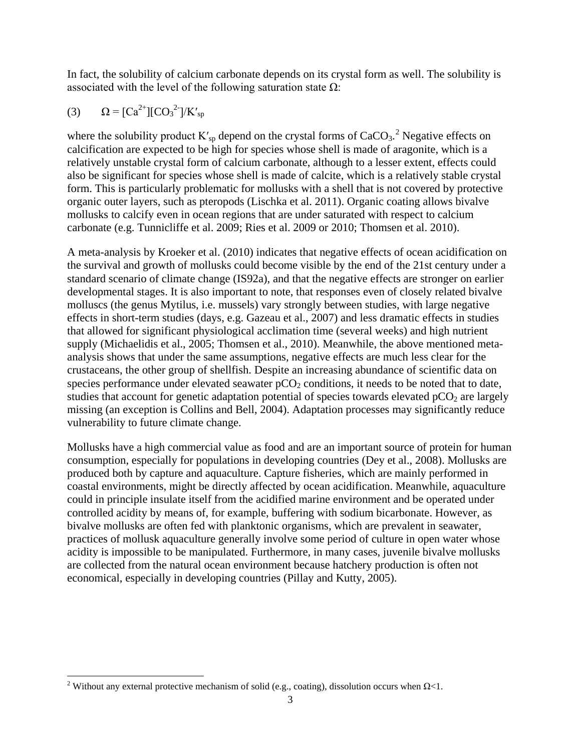In fact, the solubility of calcium carbonate depends on its crystal form as well. The solubility is associated with the level of the following saturation state Ω:

(3) $\Omega = [Ca^{2+}][CO_3^{2-}]/K'_{sp}$

where the solubility product $K'_{sp}$ depend on the crystal forms of $CaCO_3$.[2] Negative effects on calcification are expected to be high for species whose shell is made of aragonite, which is a relatively unstable crystal form of calcium carbonate, although to a lesser extent, effects could also be significant for species whose shell is made of calcite, which is a relatively stable crystal form. This is particularly problematic for mollusks with a shell that is not covered by protective organic outer layers, such as pteropods (Lischka et al. 2011). Organic coating allows bivalve mollusks to calcify even in ocean regions that are under saturated with respect to calcium carbonate (e.g. Tunnicliffe et al. 2009; Ries et al. 2009 or 2010; Thomsen et al. 2010).

A meta-analysis by Kroeker et al. (2010) indicates that negative effects of ocean acidification on the survival and growth of mollusks could become visible by the end of the 21st century under a standard scenario of climate change (IS92a), and that the negative effects are stronger on earlier developmental stages. It is also important to note, that responses even of closely related bivalve molluscs (the genus Mytilus, i.e. mussels) vary strongly between studies, with large negative effects in short-term studies (days, e.g. Gazeau et al., 2007) and less dramatic effects in studies that allowed for significant physiological acclimation time (several weeks) and high nutrient supply (Michaelidis et al., 2005; Thomsen et al., 2010). Meanwhile, the above mentioned meta-analysis shows that under the same assumptions, negative effects are much less clear for the crustaceans, the other group of shellfish. Despite an increasing abundance of scientific data on species performance under elevated seawater $pCO_2$ conditions, it needs to be noted that to date, studies that account for genetic adaptation potential of species towards elevated $pCO_2$ are largely missing (an exception is Collins and Bell, 2004). Adaptation processes may significantly reduce vulnerability to future climate change.

Mollusks have a high commercial value as food and are an important source of protein for human consumption, especially for populations in developing countries (Dey et al., 2008). Mollusks are produced both by capture and aquaculture. Capture fisheries, which are mainly performed in coastal environments, might be directly affected by ocean acidification. Meanwhile, aquaculture could in principle insulate itself from the acidified marine environment and be operated under controlled acidity by means of, for example, buffering with sodium bicarbonate. However, as bivalve mollusks are often fed with planktonic organisms, which are prevalent in seawater, practices of mollusk aquaculture generally involve some period of culture in open water whose acidity is impossible to be manipulated. Furthermore, in many cases, juvenile bivalve mollusks are collected from the natural ocean environment because hatchery production is often not economical, especially in developing countries (Pillay and Kutty, 2005).

[2] Without any external protective mechanism of solid (e.g., coating), dissolution occurs when $\Omega<1$.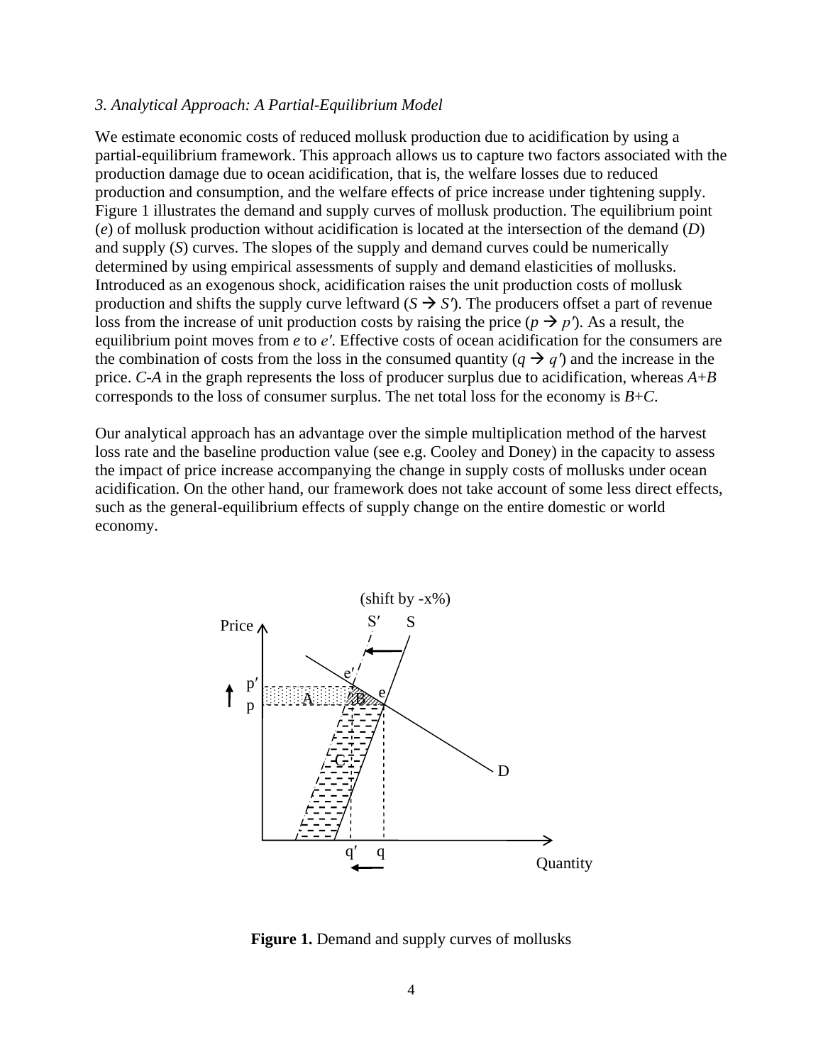*3. Analytical Approach: A Partial-Equilibrium Model*

We estimate economic costs of reduced mollusk production due to acidification by using a partial-equilibrium framework. This approach allows us to capture two factors associated with the production damage due to ocean acidification, that is, the welfare losses due to reduced production and consumption, and the welfare effects of price increase under tightening supply. Figure 1 illustrates the demand and supply curves of mollusk production. The equilibrium point (*e*) of mollusk production without acidification is located at the intersection of the demand (*D*) and supply (*S*) curves. The slopes of the supply and demand curves could be numerically determined by using empirical assessments of supply and demand elasticities of mollusks. Introduced as an exogenous shock, acidification raises the unit production costs of mollusk production and shifts the supply curve leftward ($S \rightarrow S'$). The producers offset a part of revenue loss from the increase of unit production costs by raising the price ($p \rightarrow p'$). As a result, the equilibrium point moves from *e* to *e′*. Effective costs of ocean acidification for the consumers are the combination of costs from the loss in the consumed quantity ($q \rightarrow q'$) and the increase in the price. *C-A* in the graph represents the loss of producer surplus due to acidification, whereas *A+B* corresponds to the loss of consumer surplus. The net total loss for the economy is *B+C*.

Our analytical approach has an advantage over the simple multiplication method of the harvest loss rate and the baseline production value (see e.g. Cooley and Doney) in the capacity to assess the impact of price increase accompanying the change in supply costs of mollusks under ocean acidification. On the other hand, our framework does not take account of some less direct effects, such as the general-equilibrium effects of supply change on the entire domestic or world economy.

**Figure 1.** Demand and supply curves of mollusks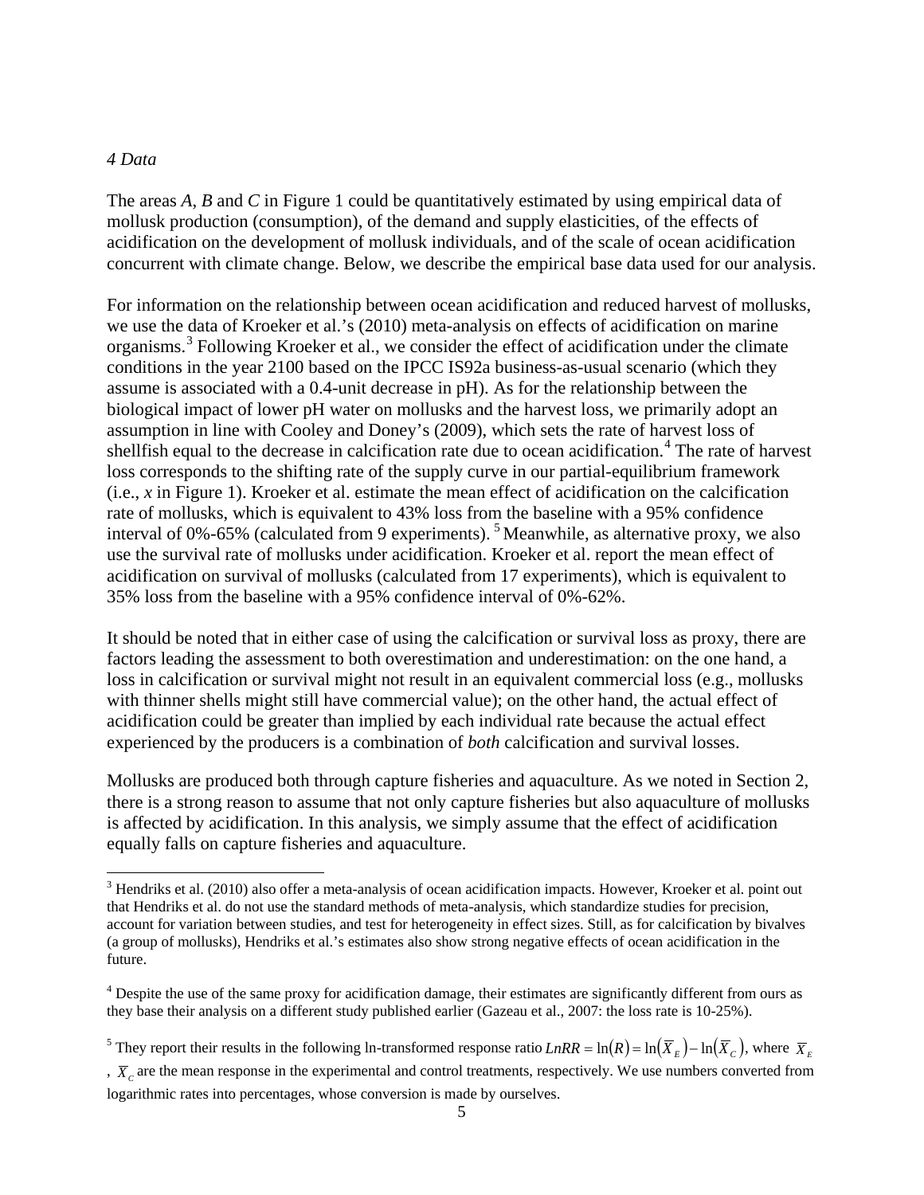*4 Data*

The areas *A*, *B* and *C* in Figure 1 could be quantitatively estimated by using empirical data of mollusk production (consumption), of the demand and supply elasticities, of the effects of acidification on the development of mollusk individuals, and of the scale of ocean acidification concurrent with climate change. Below, we describe the empirical base data used for our analysis.

For information on the relationship between ocean acidification and reduced harvest of mollusks, we use the data of Kroeker et al.'s (2010) meta-analysis on effects of acidification on marine organisms.[3] Following Kroeker et al., we consider the effect of acidification under the climate conditions in the year 2100 based on the IPCC IS92a business-as-usual scenario (which they assume is associated with a 0.4-unit decrease in pH). As for the relationship between the biological impact of lower pH water on mollusks and the harvest loss, we primarily adopt an assumption in line with Cooley and Doney's (2009), which sets the rate of harvest loss of shellfish equal to the decrease in calcification rate due to ocean acidification.[4] The rate of harvest loss corresponds to the shifting rate of the supply curve in our partial-equilibrium framework (i.e., *x* in Figure 1). Kroeker et al. estimate the mean effect of acidification on the calcification rate of mollusks, which is equivalent to 43% loss from the baseline with a 95% confidence interval of 0%-65% (calculated from 9 experiments). [5] Meanwhile, as alternative proxy, we also use the survival rate of mollusks under acidification. Kroeker et al. report the mean effect of acidification on survival of mollusks (calculated from 17 experiments), which is equivalent to 35% loss from the baseline with a 95% confidence interval of 0%-62%.

It should be noted that in either case of using the calcification or survival loss as proxy, there are factors leading the assessment to both overestimation and underestimation: on the one hand, a loss in calcification or survival might not result in an equivalent commercial loss (e.g., mollusks with thinner shells might still have commercial value); on the other hand, the actual effect of acidification could be greater than implied by each individual rate because the actual effect experienced by the producers is a combination of *both* calcification and survival losses.

Mollusks are produced both through capture fisheries and aquaculture. As we noted in Section 2, there is a strong reason to assume that not only capture fisheries but also aquaculture of mollusks is affected by acidification. In this analysis, we simply assume that the effect of acidification equally falls on capture fisheries and aquaculture.

---

[3] Hendriks et al. (2010) also offer a meta-analysis of ocean acidification impacts. However, Kroeker et al. point out that Hendriks et al. do not use the standard methods of meta-analysis, which standardize studies for precision, account for variation between studies, and test for heterogeneity in effect sizes. Still, as for calcification by bivalves (a group of mollusks), Hendriks et al.'s estimates also show strong negative effects of ocean acidification in the future.

[4] Despite the use of the same proxy for acidification damage, their estimates are significantly different from ours as they base their analysis on a different study published earlier (Gazeau et al., 2007: the loss rate is 10-25%).

[5] They report their results in the following ln-transformed response ratio $LnRR = \ln(R) = \ln(\overline{X}_E) - \ln(\overline{X}_C)$, where $\overline{X}_E$, $\overline{X}_C$ are the mean response in the experimental and control treatments, respectively. We use numbers converted from logarithmic rates into percentages, whose conversion is made by ourselves.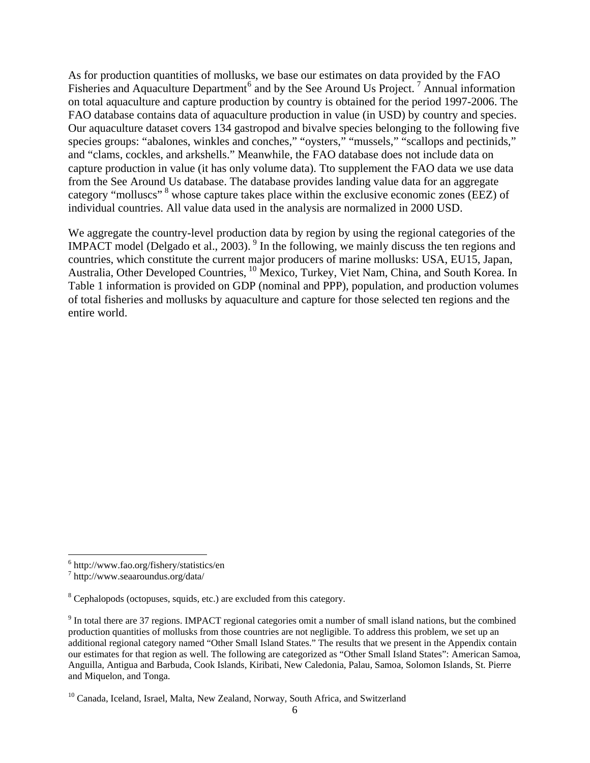As for production quantities of mollusks, we base our estimates on data provided by the FAO Fisheries and Aquaculture Department[6] and by the See Around Us Project. [7] Annual information on total aquaculture and capture production by country is obtained for the period 1997-2006. The FAO database contains data of aquaculture production in value (in USD) by country and species. Our aquaculture dataset covers 134 gastropod and bivalve species belonging to the following five species groups: "abalones, winkles and conches," "oysters," "mussels," "scallops and pectinids," and "clams, cockles, and arkshells." Meanwhile, the FAO database does not include data on capture production in value (it has only volume data). Tto supplement the FAO data we use data from the See Around Us database. The database provides landing value data for an aggregate category "molluscs" [8] whose capture takes place within the exclusive economic zones (EEZ) of individual countries. All value data used in the analysis are normalized in 2000 USD.

We aggregate the country-level production data by region by using the regional categories of the IMPACT model (Delgado et al., 2003). [9] In the following, we mainly discuss the ten regions and countries, which constitute the current major producers of marine mollusks: USA, EU15, Japan, Australia, Other Developed Countries, [10] Mexico, Turkey, Viet Nam, China, and South Korea. In Table 1 information is provided on GDP (nominal and PPP), population, and production volumes of total fisheries and mollusks by aquaculture and capture for those selected ten regions and the entire world.

---

[6] http://www.fao.org/fishery/statistics/en

[7] http://www.seaaroundus.org/data/

[8] Cephalopods (octopuses, squids, etc.) are excluded from this category.

[9] In total there are 37 regions. IMPACT regional categories omit a number of small island nations, but the combined production quantities of mollusks from those countries are not negligible. To address this problem, we set up an additional regional category named "Other Small Island States." The results that we present in the Appendix contain our estimates for that region as well. The following are categorized as "Other Small Island States": American Samoa, Anguilla, Antigua and Barbuda, Cook Islands, Kiribati, New Caledonia, Palau, Samoa, Solomon Islands, St. Pierre and Miquelon, and Tonga.

[10] Canada, Iceland, Israel, Malta, New Zealand, Norway, South Africa, and Switzerland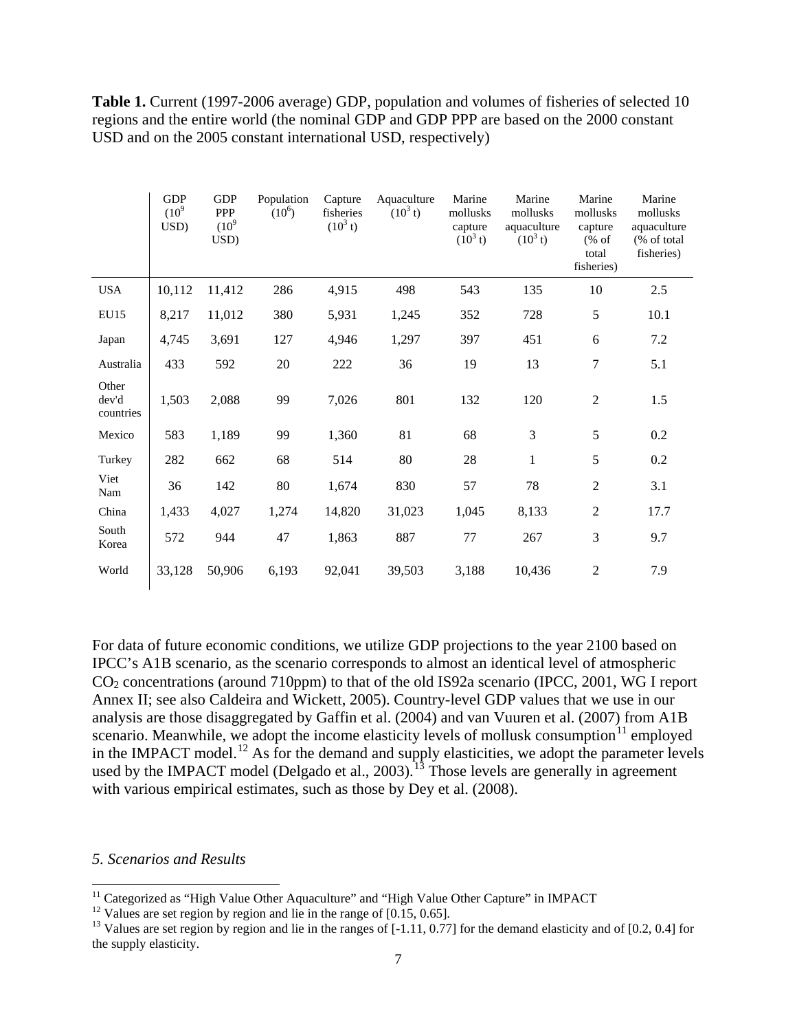**Table 1.** Current (1997-2006 average) GDP, population and volumes of fisheries of selected 10 regions and the entire world (the nominal GDP and GDP PPP are based on the 2000 constant USD and on the 2005 constant international USD, respectively)

| | GDP ($10^9$ USD) | GDP PPP ($10^9$ USD) | Population ($10^6$) | Capture fisheries ($10^3$ t) | Aquaculture ($10^3$ t) | Marine mollusks capture ($10^3$ t) | Marine mollusks aquaculture ($10^3$ t) | Marine mollusks capture (% of total fisheries) | Marine mollusks aquaculture (% of total fisheries) |
|---|---|---|---|---|---|---|---|---|---|
| USA | 10,112 | 11,412 | 286 | 4,915 | 498 | 543 | 135 | 10 | 2.5 |
| EU15 | 8,217 | 11,012 | 380 | 5,931 | 1,245 | 352 | 728 | 5 | 10.1 |
| Japan | 4,745 | 3,691 | 127 | 4,946 | 1,297 | 397 | 451 | 6 | 7.2 |
| Australia | 433 | 592 | 20 | 222 | 36 | 19 | 13 | 7 | 5.1 |
| Other dev'd countries | 1,503 | 2,088 | 99 | 7,026 | 801 | 132 | 120 | 2 | 1.5 |
| Mexico | 583 | 1,189 | 99 | 1,360 | 81 | 68 | 3 | 5 | 0.2 |
| Turkey | 282 | 662 | 68 | 514 | 80 | 28 | 1 | 5 | 0.2 |
| Viet Nam | 36 | 142 | 80 | 1,674 | 830 | 57 | 78 | 2 | 3.1 |
| China | 1,433 | 4,027 | 1,274 | 14,820 | 31,023 | 1,045 | 8,133 | 2 | 17.7 |
| South Korea | 572 | 944 | 47 | 1,863 | 887 | 77 | 267 | 3 | 9.7 |
| World | 33,128 | 50,906 | 6,193 | 92,041 | 39,503 | 3,188 | 10,436 | 2 | 7.9 |

For data of future economic conditions, we utilize GDP projections to the year 2100 based on IPCC's A1B scenario, as the scenario corresponds to almost an identical level of atmospheric $CO_2$ concentrations (around 710ppm) to that of the old IS92a scenario (IPCC, 2001, WG I report Annex II; see also Caldeira and Wickett, 2005). Country-level GDP values that we use in our analysis are those disaggregated by Gaffin et al. (2004) and van Vuuren et al. (2007) from A1B scenario. Meanwhile, we adopt the income elasticity levels of mollusk consumption[11] employed in the IMPACT model.[12] As for the demand and supply elasticities, we adopt the parameter levels used by the IMPACT model (Delgado et al., 2003).[13] Those levels are generally in agreement with various empirical estimates, such as those by Dey et al. (2008).

## *5. Scenarios and Results*

[11] Categorized as "High Value Other Aquaculture" and "High Value Other Capture" in IMPACT

[12] Values are set region by region and lie in the range of [0.15, 0.65].

[13] Values are set region by region and lie in the ranges of [-1.11, 0.77] for the demand elasticity and of [0.2, 0.4] for the supply elasticity.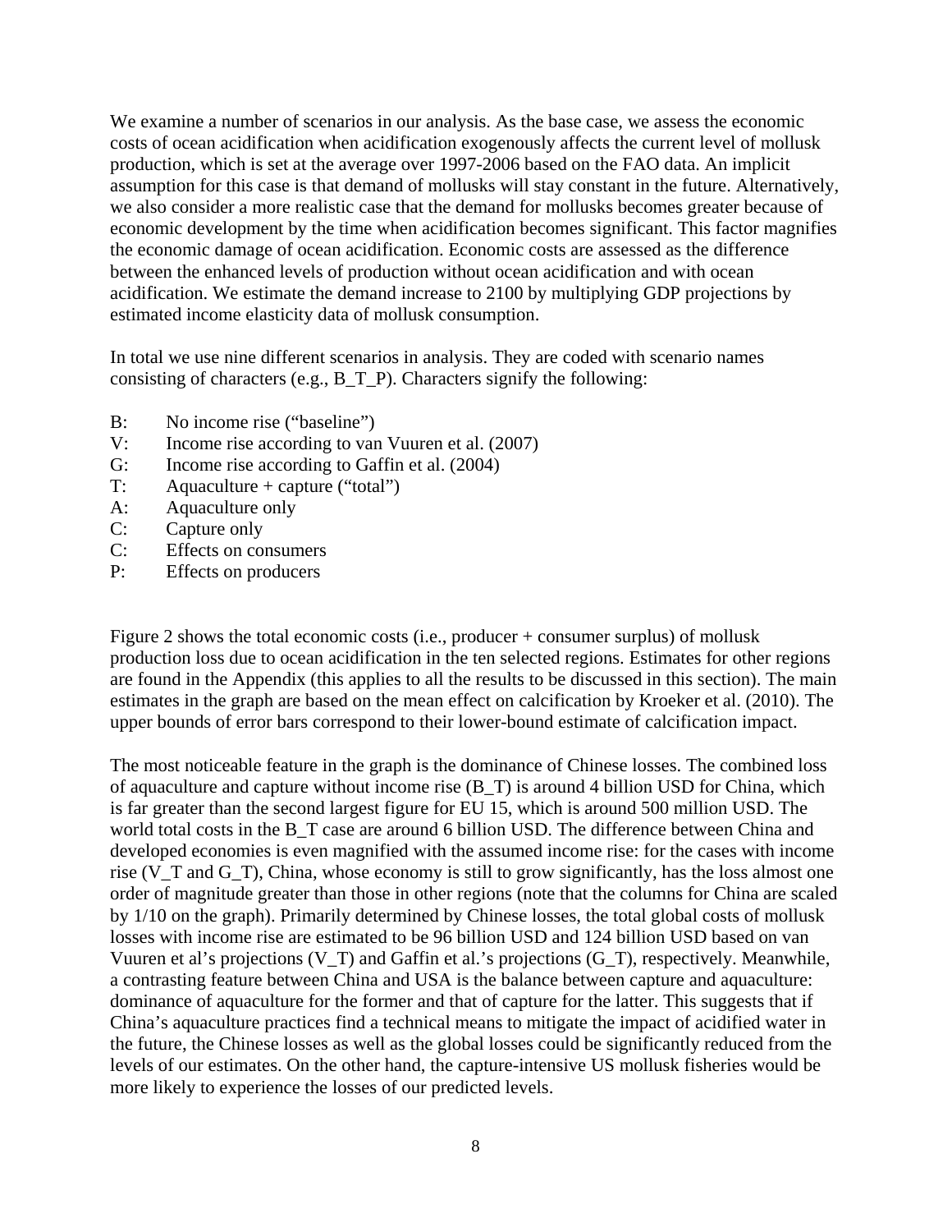We examine a number of scenarios in our analysis. As the base case, we assess the economic costs of ocean acidification when acidification exogenously affects the current level of mollusk production, which is set at the average over 1997-2006 based on the FAO data. An implicit assumption for this case is that demand of mollusks will stay constant in the future. Alternatively, we also consider a more realistic case that the demand for mollusks becomes greater because of economic development by the time when acidification becomes significant. This factor magnifies the economic damage of ocean acidification. Economic costs are assessed as the difference between the enhanced levels of production without ocean acidification and with ocean acidification. We estimate the demand increase to 2100 by multiplying GDP projections by estimated income elasticity data of mollusk consumption.

In total we use nine different scenarios in analysis. They are coded with scenario names consisting of characters (e.g., B_T_P). Characters signify the following:

- B: No income rise ("baseline")
- V: Income rise according to van Vuuren et al. (2007)
- G: Income rise according to Gaffin et al. (2004)
- T: Aquaculture + capture ("total")
- A: Aquaculture only
- C: Capture only
- C: Effects on consumers
- P: Effects on producers

Figure 2 shows the total economic costs (i.e., producer + consumer surplus) of mollusk production loss due to ocean acidification in the ten selected regions. Estimates for other regions are found in the Appendix (this applies to all the results to be discussed in this section). The main estimates in the graph are based on the mean effect on calcification by Kroeker et al. (2010). The upper bounds of error bars correspond to their lower-bound estimate of calcification impact.

The most noticeable feature in the graph is the dominance of Chinese losses. The combined loss of aquaculture and capture without income rise (B_T) is around 4 billion USD for China, which is far greater than the second largest figure for EU 15, which is around 500 million USD. The world total costs in the B_T case are around 6 billion USD. The difference between China and developed economies is even magnified with the assumed income rise: for the cases with income rise (V_T and G_T), China, whose economy is still to grow significantly, has the loss almost one order of magnitude greater than those in other regions (note that the columns for China are scaled by 1/10 on the graph). Primarily determined by Chinese losses, the total global costs of mollusk losses with income rise are estimated to be 96 billion USD and 124 billion USD based on van Vuuren et al's projections (V_T) and Gaffin et al.'s projections (G_T), respectively. Meanwhile, a contrasting feature between China and USA is the balance between capture and aquaculture: dominance of aquaculture for the former and that of capture for the latter. This suggests that if China's aquaculture practices find a technical means to mitigate the impact of acidified water in the future, the Chinese losses as well as the global losses could be significantly reduced from the levels of our estimates. On the other hand, the capture-intensive US mollusk fisheries would be more likely to experience the losses of our predicted levels.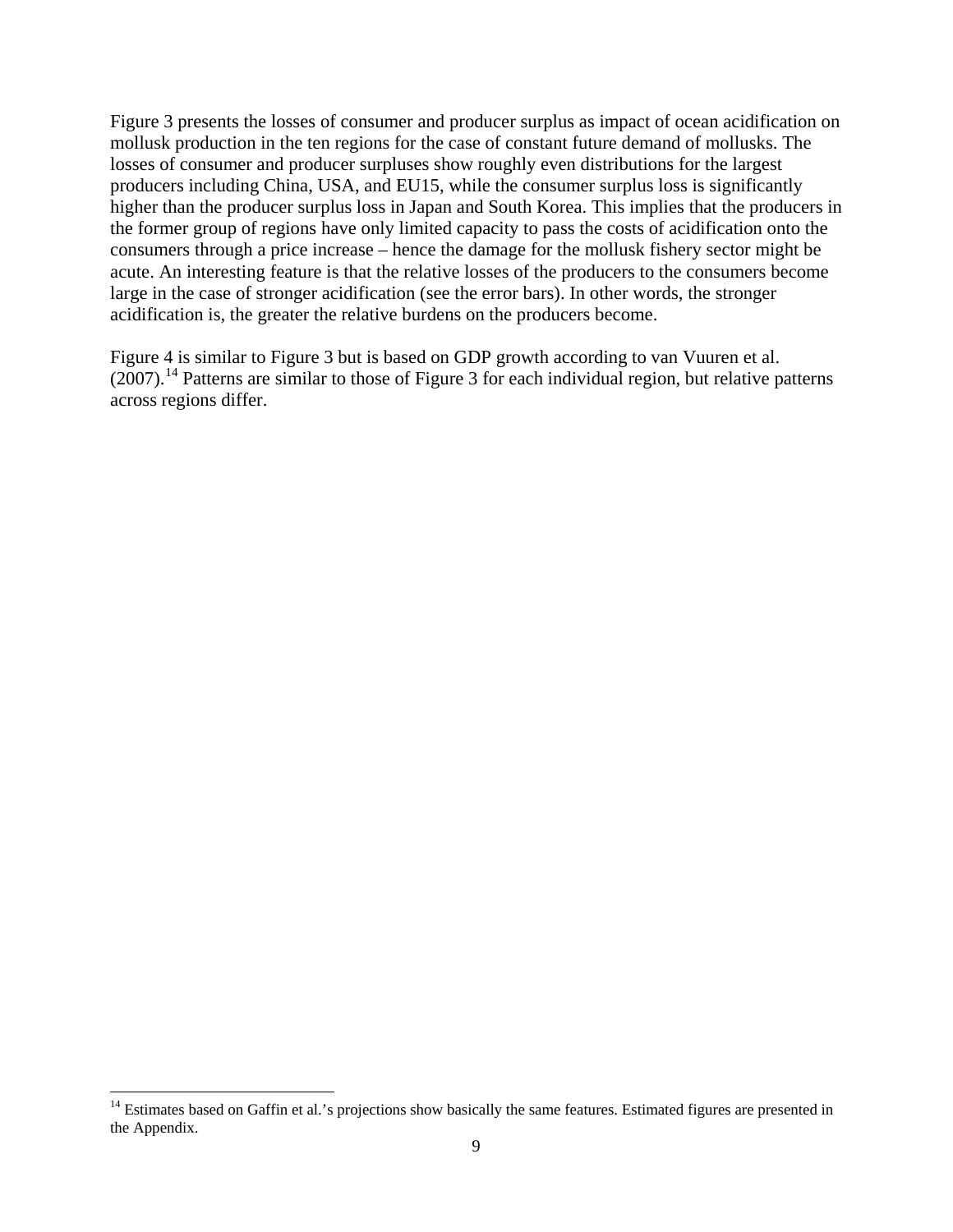Figure 3 presents the losses of consumer and producer surplus as impact of ocean acidification on mollusk production in the ten regions for the case of constant future demand of mollusks. The losses of consumer and producer surpluses show roughly even distributions for the largest producers including China, USA, and EU15, while the consumer surplus loss is significantly higher than the producer surplus loss in Japan and South Korea. This implies that the producers in the former group of regions have only limited capacity to pass the costs of acidification onto the consumers through a price increase – hence the damage for the mollusk fishery sector might be acute. An interesting feature is that the relative losses of the producers to the consumers become large in the case of stronger acidification (see the error bars). In other words, the stronger acidification is, the greater the relative burdens on the producers become.

Figure 4 is similar to Figure 3 but is based on GDP growth according to van Vuuren et al. (2007).[14] Patterns are similar to those of Figure 3 for each individual region, but relative patterns across regions differ.

[14] Estimates based on Gaffin et al.'s projections show basically the same features. Estimated figures are presented in the Appendix.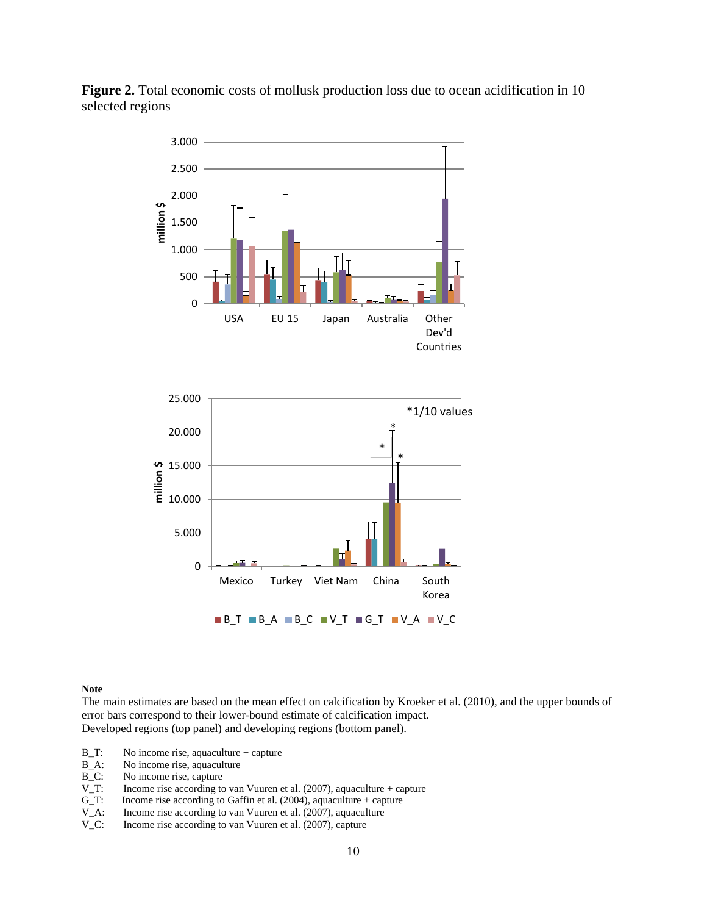**Figure 2.** Total economic costs of mollusk production loss due to ocean acidification in 10 selected regions

**Note**

The main estimates are based on the mean effect on calcification by Kroeker et al. (2010), and the upper bounds of error bars correspond to their lower-bound estimate of calcification impact.
Developed regions (top panel) and developing regions (bottom panel).

B_T: No income rise, aquaculture + capture
B_A: No income rise, aquaculture
B_C: No income rise, capture
V_T: Income rise according to van Vuuren et al. (2007), aquaculture + capture
G_T: Income rise according to Gaffin et al. (2004), aquaculture + capture
V_A: Income rise according to van Vuuren et al. (2007), aquaculture
V_C: Income rise according to van Vuuren et al. (2007), capture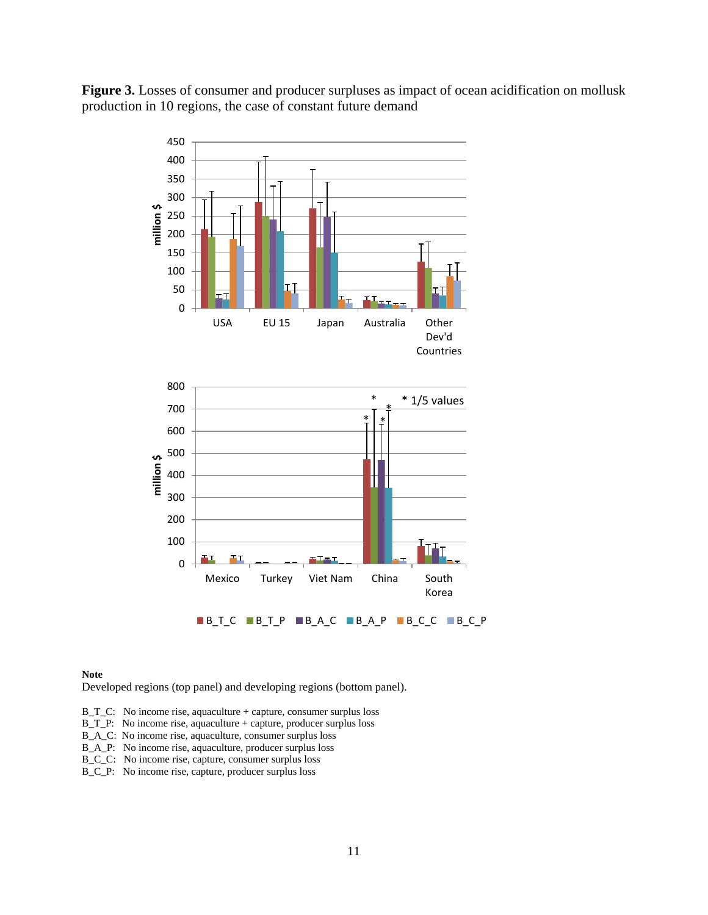**Figure 3.** Losses of consumer and producer surpluses as impact of ocean acidification on mollusk production in 10 regions, the case of constant future demand

**Note**

Developed regions (top panel) and developing regions (bottom panel).

B_T_C: No income rise, aquaculture + capture, consumer surplus loss
B_T_P: No income rise, aquaculture + capture, producer surplus loss
B_A_C: No income rise, aquaculture, consumer surplus loss
B_A_P: No income rise, aquaculture, producer surplus loss
B_C_C: No income rise, capture, consumer surplus loss
B_C_P: No income rise, capture, producer surplus loss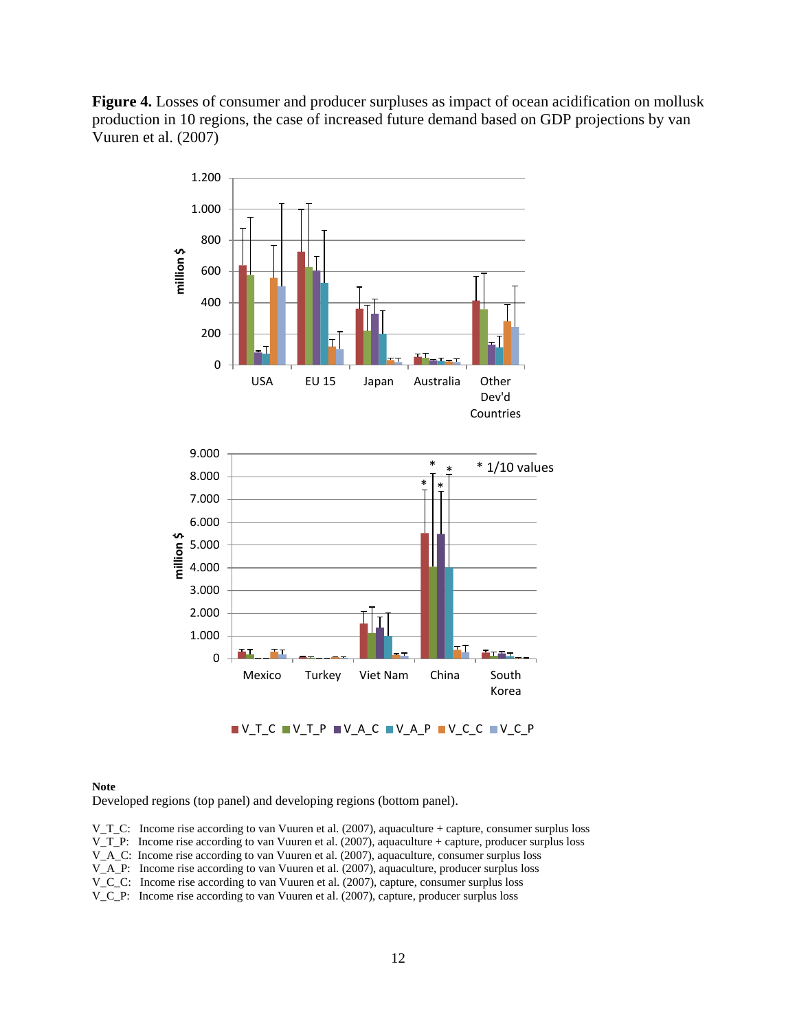**Figure 4.** Losses of consumer and producer surpluses as impact of ocean acidification on mollusk production in 10 regions, the case of increased future demand based on GDP projections by van Vuuren et al. (2007)

**Note**

Developed regions (top panel) and developing regions (bottom panel).

V_T_C: Income rise according to van Vuuren et al. (2007), aquaculture + capture, consumer surplus loss
V_T_P: Income rise according to van Vuuren et al. (2007), aquaculture + capture, producer surplus loss
V_A_C: Income rise according to van Vuuren et al. (2007), aquaculture, consumer surplus loss
V_A_P: Income rise according to van Vuuren et al. (2007), aquaculture, producer surplus loss
V_C_C: Income rise according to van Vuuren et al. (2007), capture, consumer surplus loss
V_C_P: Income rise according to van Vuuren et al. (2007), capture, producer surplus loss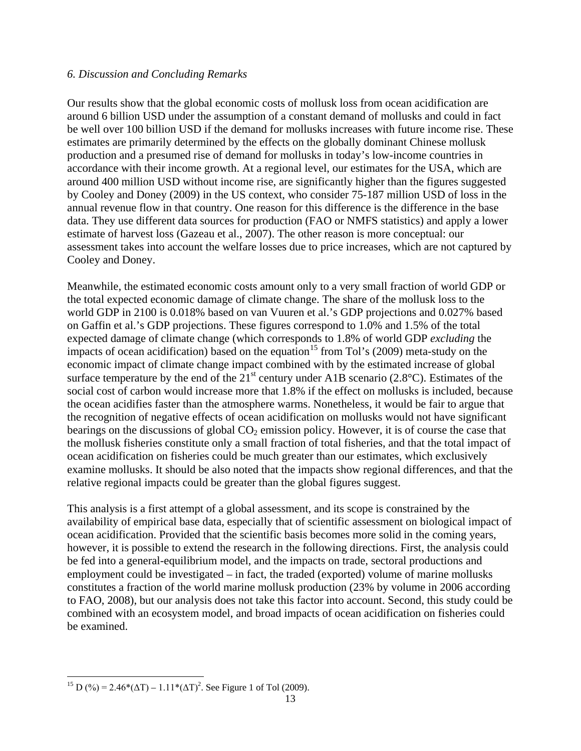*6. Discussion and Concluding Remarks*

Our results show that the global economic costs of mollusk loss from ocean acidification are around 6 billion USD under the assumption of a constant demand of mollusks and could in fact be well over 100 billion USD if the demand for mollusks increases with future income rise. These estimates are primarily determined by the effects on the globally dominant Chinese mollusk production and a presumed rise of demand for mollusks in today's low-income countries in accordance with their income growth. At a regional level, our estimates for the USA, which are around 400 million USD without income rise, are significantly higher than the figures suggested by Cooley and Doney (2009) in the US context, who consider 75-187 million USD of loss in the annual revenue flow in that country. One reason for this difference is the difference in the base data. They use different data sources for production (FAO or NMFS statistics) and apply a lower estimate of harvest loss (Gazeau et al., 2007). The other reason is more conceptual: our assessment takes into account the welfare losses due to price increases, which are not captured by Cooley and Doney.

Meanwhile, the estimated economic costs amount only to a very small fraction of world GDP or the total expected economic damage of climate change. The share of the mollusk loss to the world GDP in 2100 is 0.018% based on van Vuuren et al.'s GDP projections and 0.027% based on Gaffin et al.'s GDP projections. These figures correspond to 1.0% and 1.5% of the total expected damage of climate change (which corresponds to 1.8% of world GDP *excluding* the impacts of ocean acidification) based on the equation[15] from Tol's (2009) meta-study on the economic impact of climate change impact combined with by the estimated increase of global surface temperature by the end of the 21st century under A1B scenario (2.8°C). Estimates of the social cost of carbon would increase more that 1.8% if the effect on mollusks is included, because the ocean acidifies faster than the atmosphere warms. Nonetheless, it would be fair to argue that the recognition of negative effects of ocean acidification on mollusks would not have significant bearings on the discussions of global $CO_2$ emission policy. However, it is of course the case that the mollusk fisheries constitute only a small fraction of total fisheries, and that the total impact of ocean acidification on fisheries could be much greater than our estimates, which exclusively examine mollusks. It should be also noted that the impacts show regional differences, and that the relative regional impacts could be greater than the global figures suggest.

This analysis is a first attempt of a global assessment, and its scope is constrained by the availability of empirical base data, especially that of scientific assessment on biological impact of ocean acidification. Provided that the scientific basis becomes more solid in the coming years, however, it is possible to extend the research in the following directions. First, the analysis could be fed into a general-equilibrium model, and the impacts on trade, sectoral productions and employment could be investigated – in fact, the traded (exported) volume of marine mollusks constitutes a fraction of the world marine mollusk production (23% by volume in 2006 according to FAO, 2008), but our analysis does not take this factor into account. Second, this study could be combined with an ecosystem model, and broad impacts of ocean acidification on fisheries could be examined.

---

[15] $D(\%) = 2.46*(\Delta T) - 1.11*(\Delta T)^2$. See Figure 1 of Tol (2009).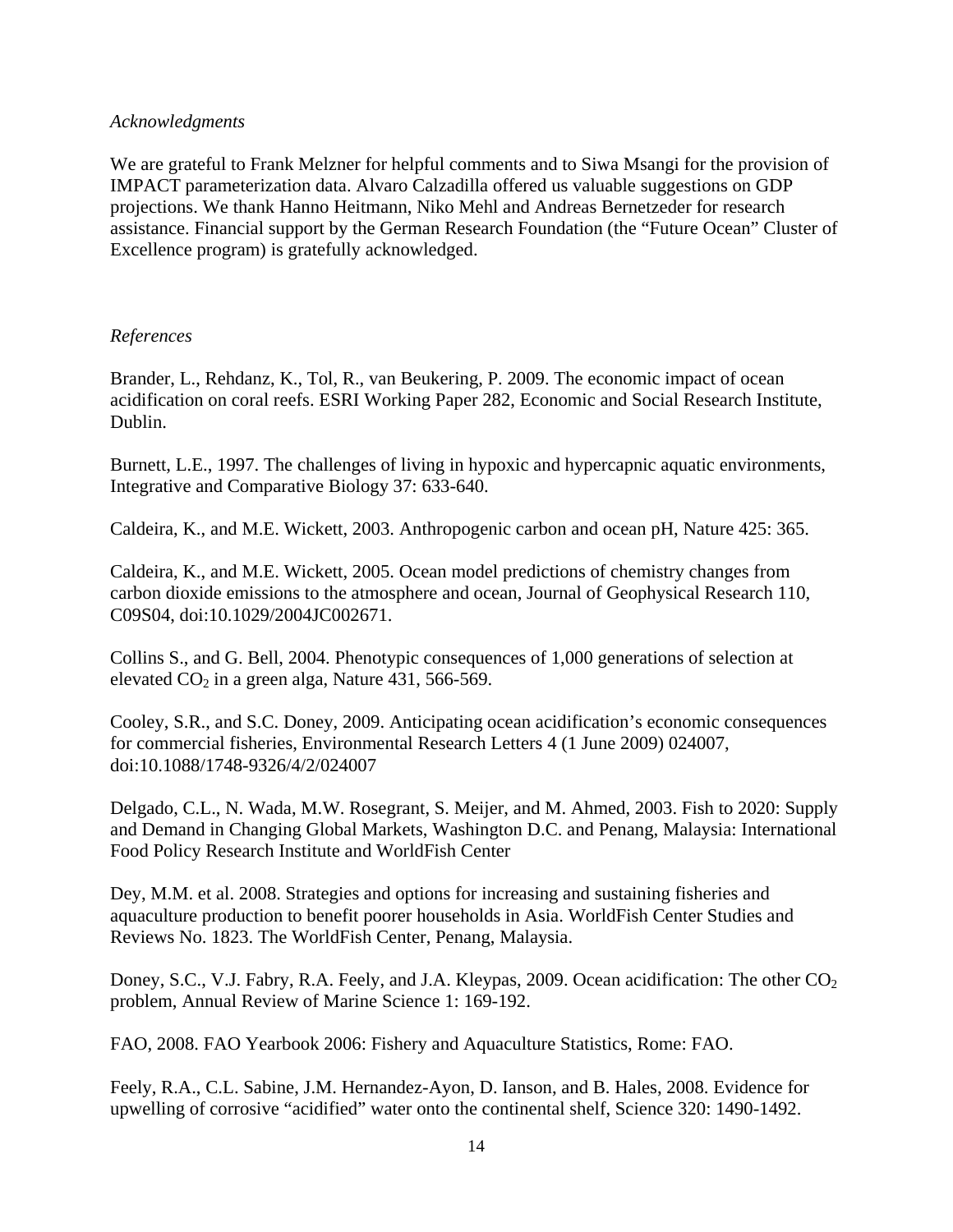*Acknowledgments*

We are grateful to Frank Melzner for helpful comments and to Siwa Msangi for the provision of IMPACT parameterization data. Alvaro Calzadilla offered us valuable suggestions on GDP projections. We thank Hanno Heitmann, Niko Mehl and Andreas Bernetzeder for research assistance. Financial support by the German Research Foundation (the "Future Ocean" Cluster of Excellence program) is gratefully acknowledged.

*References*

Brander, L., Rehdanz, K., Tol, R., van Beukering, P. 2009. The economic impact of ocean acidification on coral reefs. ESRI Working Paper 282, Economic and Social Research Institute, Dublin.

Burnett, L.E., 1997. The challenges of living in hypoxic and hypercapnic aquatic environments, Integrative and Comparative Biology 37: 633-640.

Caldeira, K., and M.E. Wickett, 2003. Anthropogenic carbon and ocean pH, Nature 425: 365.

Caldeira, K., and M.E. Wickett, 2005. Ocean model predictions of chemistry changes from carbon dioxide emissions to the atmosphere and ocean, Journal of Geophysical Research 110, C09S04, doi:10.1029/2004JC002671.

Collins S., and G. Bell, 2004. Phenotypic consequences of 1,000 generations of selection at elevated $CO_2$ in a green alga, Nature 431, 566-569.

Cooley, S.R., and S.C. Doney, 2009. Anticipating ocean acidification's economic consequences for commercial fisheries, Environmental Research Letters 4 (1 June 2009) 024007, doi:10.1088/1748-9326/4/2/024007

Delgado, C.L., N. Wada, M.W. Rosegrant, S. Meijer, and M. Ahmed, 2003. Fish to 2020: Supply and Demand in Changing Global Markets, Washington D.C. and Penang, Malaysia: International Food Policy Research Institute and WorldFish Center

Dey, M.M. et al. 2008. Strategies and options for increasing and sustaining fisheries and aquaculture production to benefit poorer households in Asia. WorldFish Center Studies and Reviews No. 1823. The WorldFish Center, Penang, Malaysia.

Doney, S.C., V.J. Fabry, R.A. Feely, and J.A. Kleypas, 2009. Ocean acidification: The other $CO_2$ problem, Annual Review of Marine Science 1: 169-192.

FAO, 2008. FAO Yearbook 2006: Fishery and Aquaculture Statistics, Rome: FAO.

Feely, R.A., C.L. Sabine, J.M. Hernandez-Ayon, D. Ianson, and B. Hales, 2008. Evidence for upwelling of corrosive "acidified" water onto the continental shelf, Science 320: 1490-1492.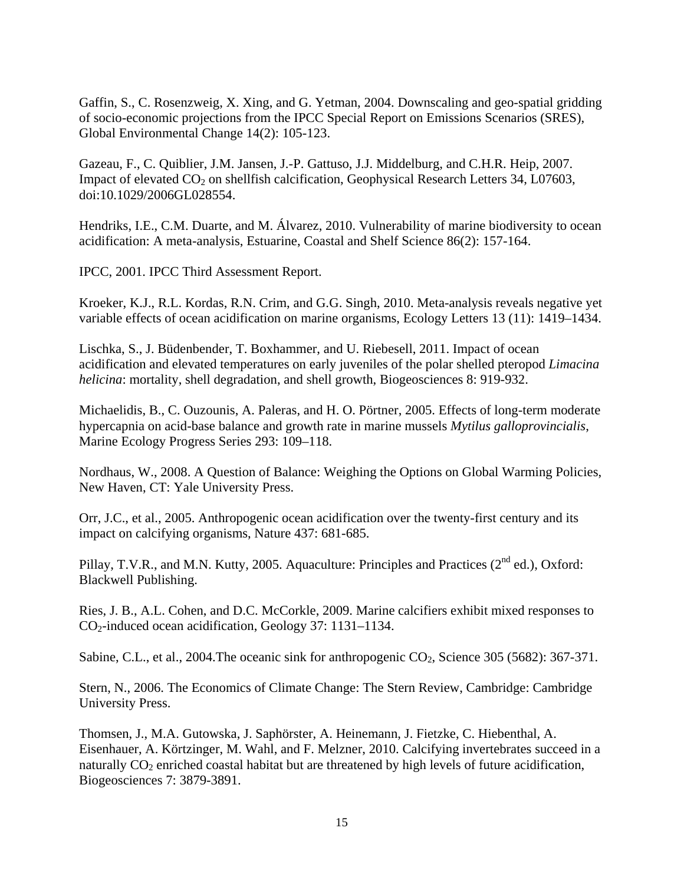Gaffin, S., C. Rosenzweig, X. Xing, and G. Yetman, 2004. Downscaling and geo-spatial gridding of socio-economic projections from the IPCC Special Report on Emissions Scenarios (SRES), Global Environmental Change 14(2): 105-123.

Gazeau, F., C. Quiblier, J.M. Jansen, J.-P. Gattuso, J.J. Middelburg, and C.H.R. Heip, 2007. Impact of elevated $CO_2$ on shellfish calcification, Geophysical Research Letters 34, L07603, doi:10.1029/2006GL028554.

Hendriks, I.E., C.M. Duarte, and M. Álvarez, 2010. Vulnerability of marine biodiversity to ocean acidification: A meta-analysis, Estuarine, Coastal and Shelf Science 86(2): 157-164.

IPCC, 2001. IPCC Third Assessment Report.

Kroeker, K.J., R.L. Kordas, R.N. Crim, and G.G. Singh, 2010. Meta-analysis reveals negative yet variable effects of ocean acidification on marine organisms, Ecology Letters 13 (11): 1419–1434.

Lischka, S., J. Büdenbender, T. Boxhammer, and U. Riebesell, 2011. Impact of ocean acidification and elevated temperatures on early juveniles of the polar shelled pteropod *Limacina helicina*: mortality, shell degradation, and shell growth, Biogeosciences 8: 919-932.

Michaelidis, B., C. Ouzounis, A. Paleras, and H. O. Pörtner, 2005. Effects of long-term moderate hypercapnia on acid-base balance and growth rate in marine mussels *Mytilus galloprovincialis*, Marine Ecology Progress Series 293: 109–118.

Nordhaus, W., 2008. A Question of Balance: Weighing the Options on Global Warming Policies, New Haven, CT: Yale University Press.

Orr, J.C., et al., 2005. Anthropogenic ocean acidification over the twenty-first century and its impact on calcifying organisms, Nature 437: 681-685.

Pillay, T.V.R., and M.N. Kutty, 2005. Aquaculture: Principles and Practices (2nd ed.), Oxford: Blackwell Publishing.

Ries, J. B., A.L. Cohen, and D.C. McCorkle, 2009. Marine calcifiers exhibit mixed responses to $CO_2$-induced ocean acidification, Geology 37: 1131–1134.

Sabine, C.L., et al., 2004.The oceanic sink for anthropogenic $CO_2$, Science 305 (5682): 367-371.

Stern, N., 2006. The Economics of Climate Change: The Stern Review, Cambridge: Cambridge University Press.

Thomsen, J., M.A. Gutowska, J. Saphörster, A. Heinemann, J. Fietzke, C. Hiebenthal, A. Eisenhauer, A. Körtzinger, M. Wahl, and F. Melzner, 2010. Calcifying invertebrates succeed in a naturally $CO_2$ enriched coastal habitat but are threatened by high levels of future acidification, Biogeosciences 7: 3879-3891.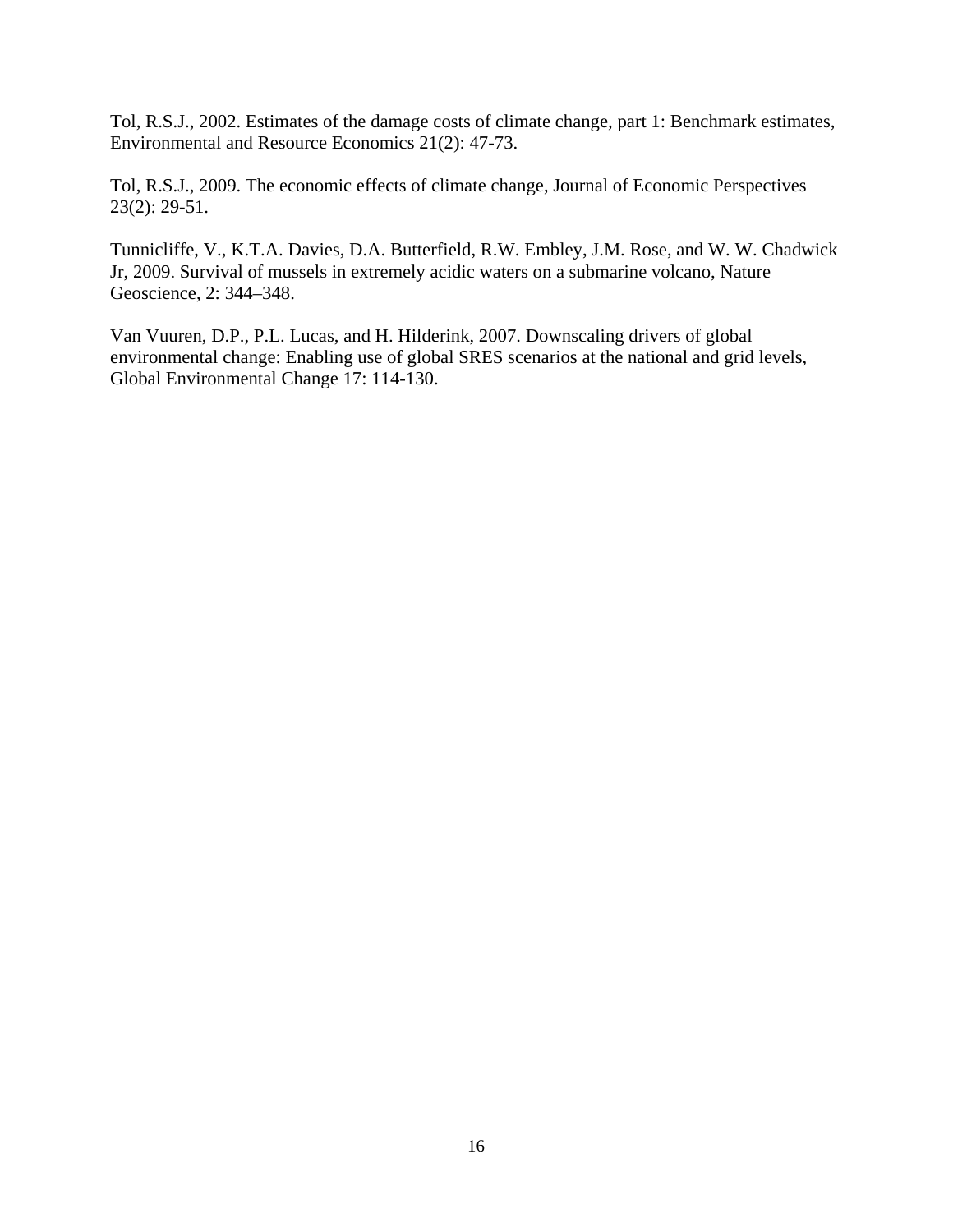Tol, R.S.J., 2002. Estimates of the damage costs of climate change, part 1: Benchmark estimates, Environmental and Resource Economics 21(2): 47-73.

Tol, R.S.J., 2009. The economic effects of climate change, Journal of Economic Perspectives 23(2): 29-51.

Tunnicliffe, V., K.T.A. Davies, D.A. Butterfield, R.W. Embley, J.M. Rose, and W. W. Chadwick Jr, 2009. Survival of mussels in extremely acidic waters on a submarine volcano, Nature Geoscience, 2: 344–348.

Van Vuuren, D.P., P.L. Lucas, and H. Hilderink, 2007. Downscaling drivers of global environmental change: Enabling use of global SRES scenarios at the national and grid levels, Global Environmental Change 17: 114-130.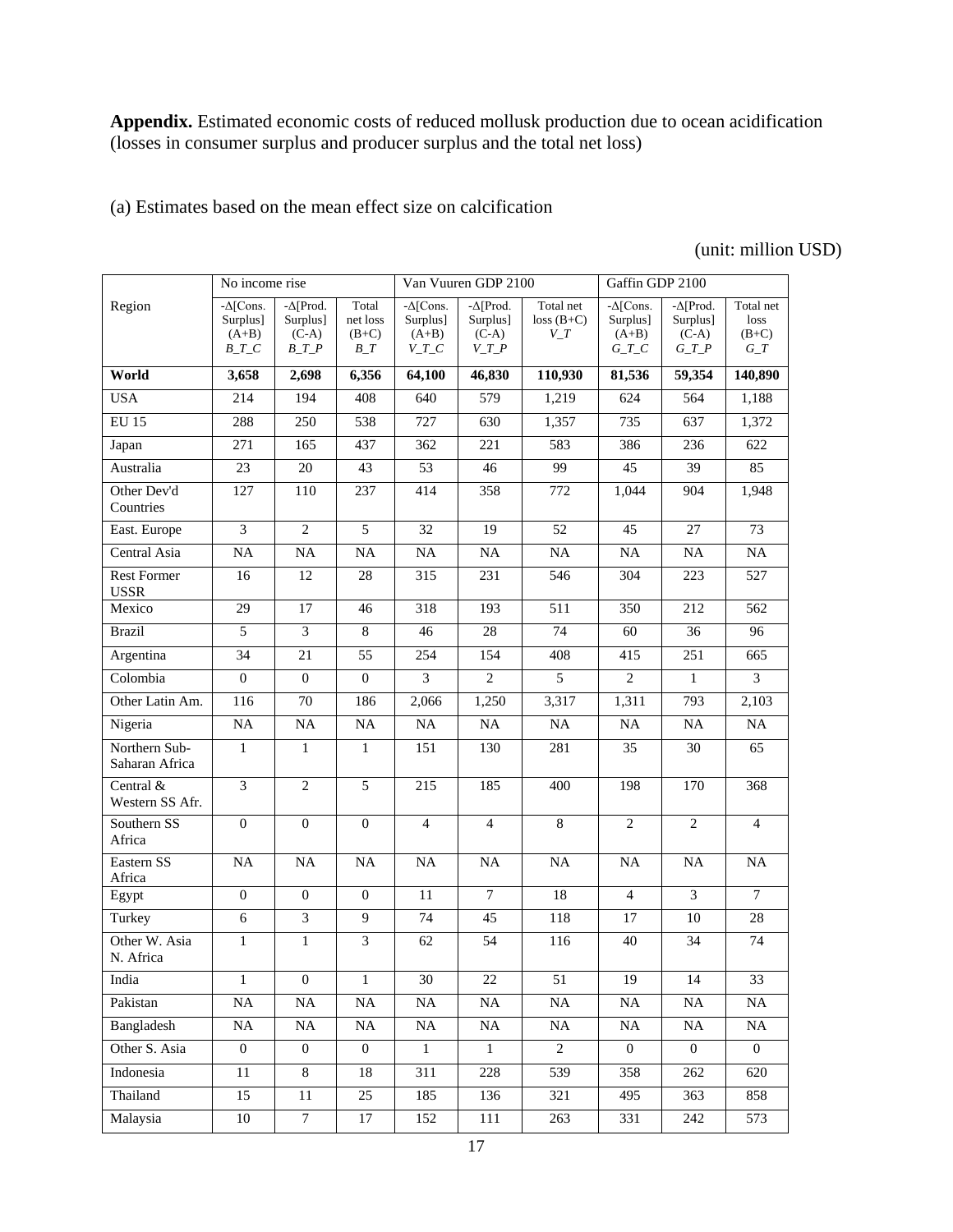**Appendix.** Estimated economic costs of reduced mollusk production due to ocean acidification (losses in consumer surplus and producer surplus and the total net loss)

(a) Estimates based on the mean effect size on calcification

(unit: million USD)

| Region | No income rise | | | Van Vuuren GDP 2100 | | | Gaffin GDP 2100 | | |
|---|---|---|---|---|---|---|---|---|---|
| | -Δ[Cons. Surplus] (A+B) *B_T_C* | -Δ[Prod. Surplus] (C-A) *B_T_P* | Total net loss (B+C) *B_T* | -Δ[Cons. Surplus] (A+B) *V_T_C* | -Δ[Prod. Surplus] (C-A) *V_T_P* | Total net loss (B+C) *V_T* | -Δ[Cons. Surplus] (A+B) *G_T_C* | -Δ[Prod. Surplus] (C-A) *G_T_P* | Total net loss (B+C) *G_T* |
| **World** | **3,658** | **2,698** | **6,356** | **64,100** | **46,830** | **110,930** | **81,536** | **59,354** | **140,890** |
| USA | 214 | 194 | 408 | 640 | 579 | 1,219 | 624 | 564 | 1,188 |
| EU 15 | 288 | 250 | 538 | 727 | 630 | 1,357 | 735 | 637 | 1,372 |
| Japan | 271 | 165 | 437 | 362 | 221 | 583 | 386 | 236 | 622 |
| Australia | 23 | 20 | 43 | 53 | 46 | 99 | 45 | 39 | 85 |
| Other Dev'd Countries | 127 | 110 | 237 | 414 | 358 | 772 | 1,044 | 904 | 1,948 |
| East. Europe | 3 | 2 | 5 | 32 | 19 | 52 | 45 | 27 | 73 |
| Central Asia | NA | NA | NA | NA | NA | NA | NA | NA | NA |
| Rest Former USSR | 16 | 12 | 28 | 315 | 231 | 546 | 304 | 223 | 527 |
| Mexico | 29 | 17 | 46 | 318 | 193 | 511 | 350 | 212 | 562 |
| Brazil | 5 | 3 | 8 | 46 | 28 | 74 | 60 | 36 | 96 |
| Argentina | 34 | 21 | 55 | 254 | 154 | 408 | 415 | 251 | 665 |
| Colombia | 0 | 0 | 0 | 3 | 2 | 5 | 2 | 1 | 3 |
| Other Latin Am. | 116 | 70 | 186 | 2,066 | 1,250 | 3,317 | 1,311 | 793 | 2,103 |
| Nigeria | NA | NA | NA | NA | NA | NA | NA | NA | NA |
| Northern Sub-Saharan Africa | 1 | 1 | 1 | 151 | 130 | 281 | 35 | 30 | 65 |
| Central & Western SS Afr. | 3 | 2 | 5 | 215 | 185 | 400 | 198 | 170 | 368 |
| Southern SS Africa | 0 | 0 | 0 | 4 | 4 | 8 | 2 | 2 | 4 |
| Eastern SS Africa | NA | NA | NA | NA | NA | NA | NA | NA | NA |
| Egypt | 0 | 0 | 0 | 11 | 7 | 18 | 4 | 3 | 7 |
| Turkey | 6 | 3 | 9 | 74 | 45 | 118 | 17 | 10 | 28 |
| Other W. Asia N. Africa | 1 | 1 | 3 | 62 | 54 | 116 | 40 | 34 | 74 |
| India | 1 | 0 | 1 | 30 | 22 | 51 | 19 | 14 | 33 |
| Pakistan | NA | NA | NA | NA | NA | NA | NA | NA | NA |
| Bangladesh | NA | NA | NA | NA | NA | NA | NA | NA | NA |
| Other S. Asia | 0 | 0 | 0 | 1 | 1 | 2 | 0 | 0 | 0 |
| Indonesia | 11 | 8 | 18 | 311 | 228 | 539 | 358 | 262 | 620 |
| Thailand | 15 | 11 | 25 | 185 | 136 | 321 | 495 | 363 | 858 |
| Malaysia | 10 | 7 | 17 | 152 | 111 | 263 | 331 | 242 | 573 |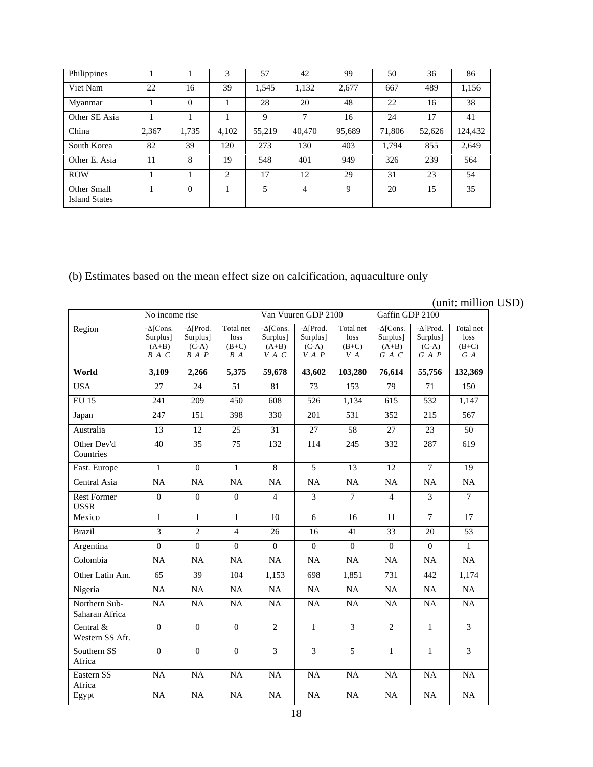| Philippines | 1 | 1 | 3 | 57 | 42 | 99 | 50 | 36 | 86 |
|---|---|---|---|---|---|---|---|---|---|
| Viet Nam | 22 | 16 | 39 | 1,545 | 1,132 | 2,677 | 667 | 489 | 1,156 |
| Myanmar | 1 | 0 | 1 | 28 | 20 | 48 | 22 | 16 | 38 |
| Other SE Asia | 1 | 1 | 1 | 9 | 7 | 16 | 24 | 17 | 41 |
| China | 2,367 | 1,735 | 4,102 | 55,219 | 40,470 | 95,689 | 71,806 | 52,626 | 124,432 |
| South Korea | 82 | 39 | 120 | 273 | 130 | 403 | 1,794 | 855 | 2,649 |
| Other E. Asia | 11 | 8 | 19 | 548 | 401 | 949 | 326 | 239 | 564 |
| ROW | 1 | 1 | 2 | 17 | 12 | 29 | 31 | 23 | 54 |
| Other Small Island States | 1 | 0 | 1 | 5 | 4 | 9 | 20 | 15 | 35 |

(b) Estimates based on the mean effect size on calcification, aquaculture only

(unit: million USD)

| Region | No income rise | | | Van Vuuren GDP 2100 | | | Gaffin GDP 2100 | | |
|---|---|---|---|---|---|---|---|---|---|
| | -Δ[Cons. Surplus] (A+B) *B_A_C* | -Δ[Prod. Surplus] (C-A) *B_A_P* | Total net loss (B+C) *B_A* | -Δ[Cons. Surplus] (A+B) *V_A_C* | -Δ[Prod. Surplus] (C-A) *V_A_P* | Total net loss (B+C) *V_A* | -Δ[Cons. Surplus] (A+B) *G_A_C* | -Δ[Prod. Surplus] (C-A) *G_A_P* | Total net loss (B+C) *G_A* |
| **World** | **3,109** | **2,266** | **5,375** | **59,678** | **43,602** | **103,280** | **76,614** | **55,756** | **132,369** |
| USA | 27 | 24 | 51 | 81 | 73 | 153 | 79 | 71 | 150 |
| EU 15 | 241 | 209 | 450 | 608 | 526 | 1,134 | 615 | 532 | 1,147 |
| Japan | 247 | 151 | 398 | 330 | 201 | 531 | 352 | 215 | 567 |
| Australia | 13 | 12 | 25 | 31 | 27 | 58 | 27 | 23 | 50 |
| Other Dev'd Countries | 40 | 35 | 75 | 132 | 114 | 245 | 332 | 287 | 619 |
| East. Europe | 1 | 0 | 1 | 8 | 5 | 13 | 12 | 7 | 19 |
| Central Asia | NA | NA | NA | NA | NA | NA | NA | NA | NA |
| Rest Former USSR | 0 | 0 | 0 | 4 | 3 | 7 | 4 | 3 | 7 |
| Mexico | 1 | 1 | 1 | 10 | 6 | 16 | 11 | 7 | 17 |
| Brazil | 3 | 2 | 4 | 26 | 16 | 41 | 33 | 20 | 53 |
| Argentina | 0 | 0 | 0 | 0 | 0 | 0 | 0 | 0 | 1 |
| Colombia | NA | NA | NA | NA | NA | NA | NA | NA | NA |
| Other Latin Am. | 65 | 39 | 104 | 1,153 | 698 | 1,851 | 731 | 442 | 1,174 |
| Nigeria | NA | NA | NA | NA | NA | NA | NA | NA | NA |
| Northern Sub-Saharan Africa | NA | NA | NA | NA | NA | NA | NA | NA | NA |
| Central & Western SS Afr. | 0 | 0 | 0 | 2 | 1 | 3 | 2 | 1 | 3 |
| Southern SS Africa | 0 | 0 | 0 | 3 | 3 | 5 | 1 | 1 | 3 |
| Eastern SS Africa | NA | NA | NA | NA | NA | NA | NA | NA | NA |
| Egypt | NA | NA | NA | NA | NA | NA | NA | NA | NA |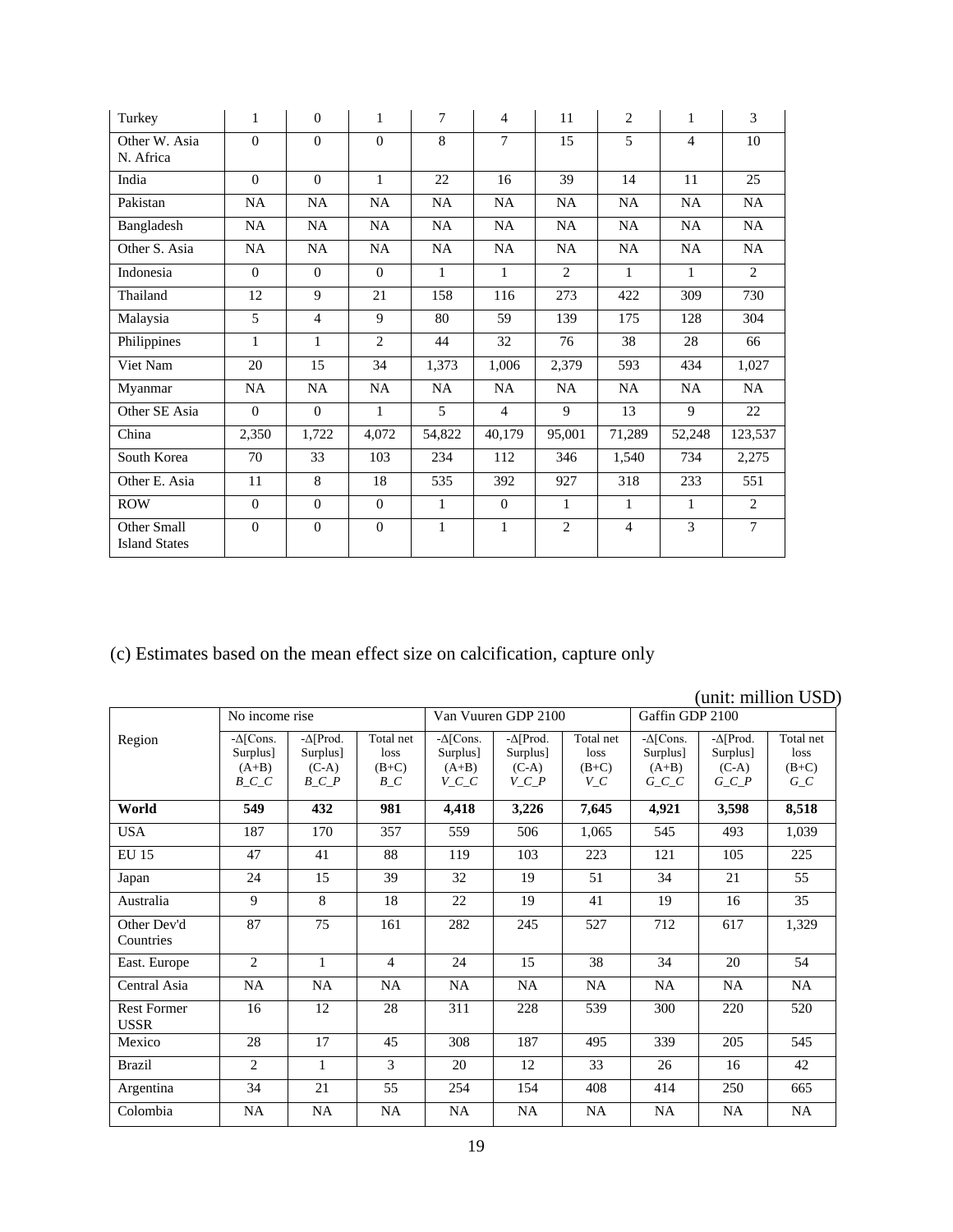| Turkey | 1 | 0 | 1 | 7 | 4 | 11 | 2 | 1 | 3 |
|---|---|---|---|---|---|---|---|---|---|
| Other W. Asia N. Africa | 0 | 0 | 0 | 8 | 7 | 15 | 5 | 4 | 10 |
| India | 0 | 0 | 1 | 22 | 16 | 39 | 14 | 11 | 25 |
| Pakistan | NA | NA | NA | NA | NA | NA | NA | NA | NA |
| Bangladesh | NA | NA | NA | NA | NA | NA | NA | NA | NA |
| Other S. Asia | NA | NA | NA | NA | NA | NA | NA | NA | NA |
| Indonesia | 0 | 0 | 0 | 1 | 1 | 2 | 1 | 1 | 2 |
| Thailand | 12 | 9 | 21 | 158 | 116 | 273 | 422 | 309 | 730 |
| Malaysia | 5 | 4 | 9 | 80 | 59 | 139 | 175 | 128 | 304 |
| Philippines | 1 | 1 | 2 | 44 | 32 | 76 | 38 | 28 | 66 |
| Viet Nam | 20 | 15 | 34 | 1,373 | 1,006 | 2,379 | 593 | 434 | 1,027 |
| Myanmar | NA | NA | NA | NA | NA | NA | NA | NA | NA |
| Other SE Asia | 0 | 0 | 1 | 5 | 4 | 9 | 13 | 9 | 22 |
| China | 2,350 | 1,722 | 4,072 | 54,822 | 40,179 | 95,001 | 71,289 | 52,248 | 123,537 |
| South Korea | 70 | 33 | 103 | 234 | 112 | 346 | 1,540 | 734 | 2,275 |
| Other E. Asia | 11 | 8 | 18 | 535 | 392 | 927 | 318 | 233 | 551 |
| ROW | 0 | 0 | 0 | 1 | 0 | 1 | 1 | 1 | 2 |
| Other Small Island States | 0 | 0 | 0 | 1 | 1 | 2 | 4 | 3 | 7 |

(c) Estimates based on the mean effect size on calcification, capture only

(unit: million USD)

| Region | No income rise | | | Van Vuuren GDP 2100 | | | Gaffin GDP 2100 | | |
|---|---|---|---|---|---|---|---|---|---|
| | -Δ[Cons. Surplus] (A+B) *B_C_C* | -Δ[Prod. Surplus] (C-A) *B_C_P* | Total net loss (B+C) *B_C* | -Δ[Cons. Surplus] (A+B) *V_C_C* | -Δ[Prod. Surplus] (C-A) *V_C_P* | Total net loss (B+C) *V_C* | -Δ[Cons. Surplus] (A+B) *G_C_C* | -Δ[Prod. Surplus] (C-A) *G_C_P* | Total net loss (B+C) *G_C* |
| **World** | **549** | **432** | **981** | **4,418** | **3,226** | **7,645** | **4,921** | **3,598** | **8,518** |
| USA | 187 | 170 | 357 | 559 | 506 | 1,065 | 545 | 493 | 1,039 |
| EU 15 | 47 | 41 | 88 | 119 | 103 | 223 | 121 | 105 | 225 |
| Japan | 24 | 15 | 39 | 32 | 19 | 51 | 34 | 21 | 55 |
| Australia | 9 | 8 | 18 | 22 | 19 | 41 | 19 | 16 | 35 |
| Other Dev'd Countries | 87 | 75 | 161 | 282 | 245 | 527 | 712 | 617 | 1,329 |
| East. Europe | 2 | 1 | 4 | 24 | 15 | 38 | 34 | 20 | 54 |
| Central Asia | NA | NA | NA | NA | NA | NA | NA | NA | NA |
| Rest Former USSR | 16 | 12 | 28 | 311 | 228 | 539 | 300 | 220 | 520 |
| Mexico | 28 | 17 | 45 | 308 | 187 | 495 | 339 | 205 | 545 |
| Brazil | 2 | 1 | 3 | 20 | 12 | 33 | 26 | 16 | 42 |
| Argentina | 34 | 21 | 55 | 254 | 154 | 408 | 414 | 250 | 665 |
| Colombia | NA | NA | NA | NA | NA | NA | NA | NA | NA |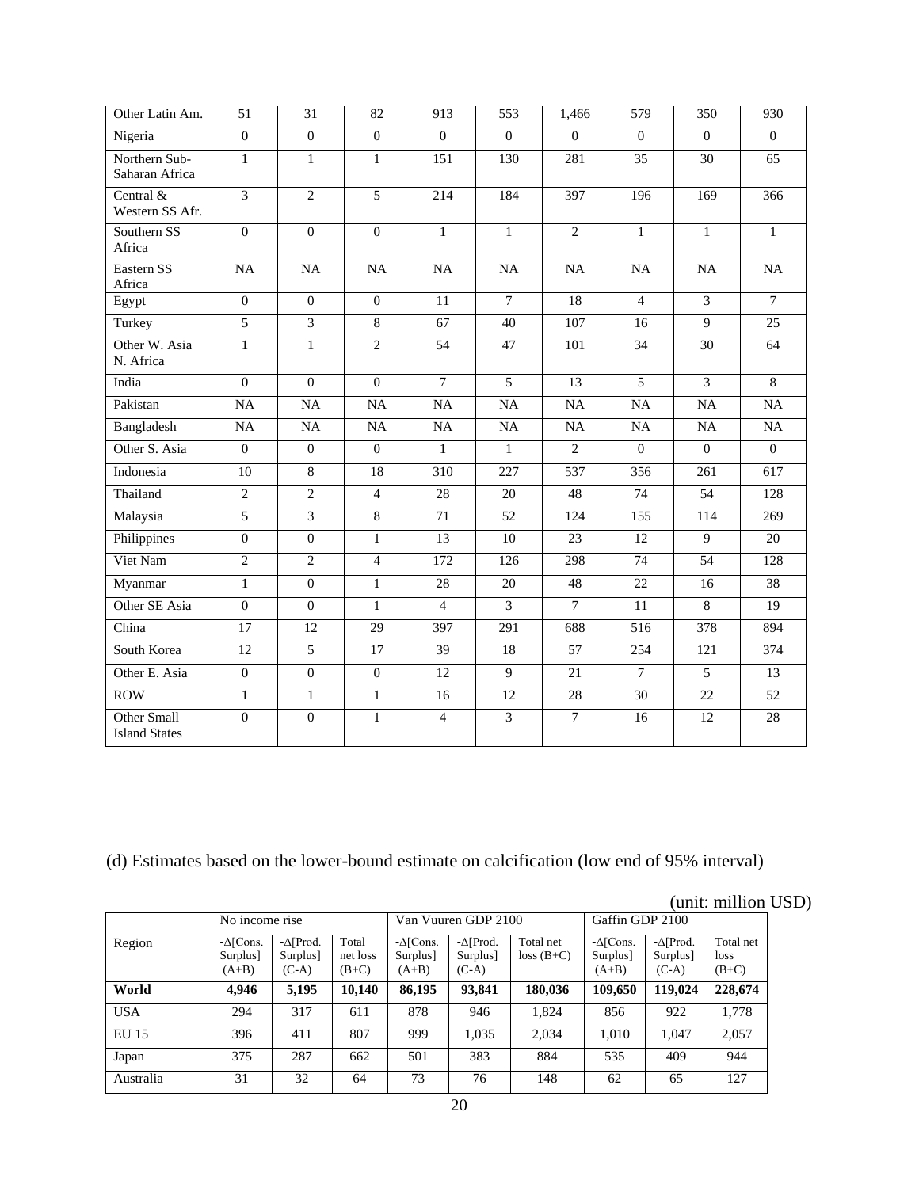| Other Latin Am. | 51 | 31 | 82 | 913 | 553 | 1,466 | 579 | 350 | 930 |
|---|---|---|---|---|---|---|---|---|---|
| Nigeria | 0 | 0 | 0 | 0 | 0 | 0 | 0 | 0 | 0 |
| Northern Sub-Saharan Africa | 1 | 1 | 1 | 151 | 130 | 281 | 35 | 30 | 65 |
| Central & Western SS Afr. | 3 | 2 | 5 | 214 | 184 | 397 | 196 | 169 | 366 |
| Southern SS Africa | 0 | 0 | 0 | 1 | 1 | 2 | 1 | 1 | 1 |
| Eastern SS Africa | NA | NA | NA | NA | NA | NA | NA | NA | NA |
| Egypt | 0 | 0 | 0 | 11 | 7 | 18 | 4 | 3 | 7 |
| Turkey | 5 | 3 | 8 | 67 | 40 | 107 | 16 | 9 | 25 |
| Other W. Asia N. Africa | 1 | 1 | 2 | 54 | 47 | 101 | 34 | 30 | 64 |
| India | 0 | 0 | 0 | 7 | 5 | 13 | 5 | 3 | 8 |
| Pakistan | NA | NA | NA | NA | NA | NA | NA | NA | NA |
| Bangladesh | NA | NA | NA | NA | NA | NA | NA | NA | NA |
| Other S. Asia | 0 | 0 | 0 | 1 | 1 | 2 | 0 | 0 | 0 |
| Indonesia | 10 | 8 | 18 | 310 | 227 | 537 | 356 | 261 | 617 |
| Thailand | 2 | 2 | 4 | 28 | 20 | 48 | 74 | 54 | 128 |
| Malaysia | 5 | 3 | 8 | 71 | 52 | 124 | 155 | 114 | 269 |
| Philippines | 0 | 0 | 1 | 13 | 10 | 23 | 12 | 9 | 20 |
| Viet Nam | 2 | 2 | 4 | 172 | 126 | 298 | 74 | 54 | 128 |
| Myanmar | 1 | 0 | 1 | 28 | 20 | 48 | 22 | 16 | 38 |
| Other SE Asia | 0 | 0 | 1 | 4 | 3 | 7 | 11 | 8 | 19 |
| China | 17 | 12 | 29 | 397 | 291 | 688 | 516 | 378 | 894 |
| South Korea | 12 | 5 | 17 | 39 | 18 | 57 | 254 | 121 | 374 |
| Other E. Asia | 0 | 0 | 0 | 12 | 9 | 21 | 7 | 5 | 13 |
| ROW | 1 | 1 | 1 | 16 | 12 | 28 | 30 | 22 | 52 |
| Other Small Island States | 0 | 0 | 1 | 4 | 3 | 7 | 16 | 12 | 28 |

(d) Estimates based on the lower-bound estimate on calcification (low end of 95% interval)

(unit: million USD)

| Region | No income rise | | | Van Vuuren GDP 2100 | | | Gaffin GDP 2100 | | |
|---|---|---|---|---|---|---|---|---|---|
| | -Δ[Cons. Surplus] (A+B) | -Δ[Prod. Surplus] (C-A) | Total net loss (B+C) | -Δ[Cons. Surplus] (A+B) | -Δ[Prod. Surplus] (C-A) | Total net loss (B+C) | -Δ[Cons. Surplus] (A+B) | -Δ[Prod. Surplus] (C-A) | Total net loss (B+C) |
| **World** | **4,946** | **5,195** | **10,140** | **86,195** | **93,841** | **180,036** | **109,650** | **119,024** | **228,674** |
| USA | 294 | 317 | 611 | 878 | 946 | 1,824 | 856 | 922 | 1,778 |
| EU 15 | 396 | 411 | 807 | 999 | 1,035 | 2,034 | 1,010 | 1,047 | 2,057 |
| Japan | 375 | 287 | 662 | 501 | 383 | 884 | 535 | 409 | 944 |
| Australia | 31 | 32 | 64 | 73 | 76 | 148 | 62 | 65 | 127 |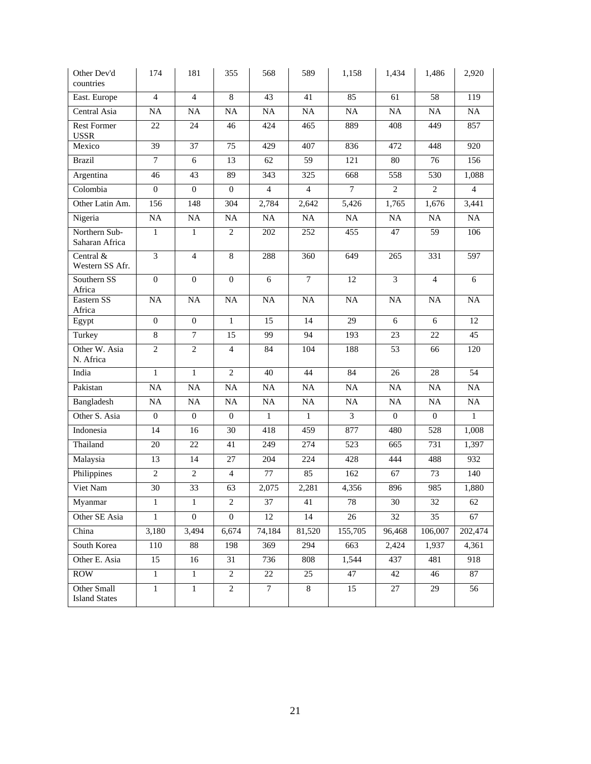| Other Dev'd countries | 174 | 181 | 355 | 568 | 589 | 1,158 | 1,434 | 1,486 | 2,920 |
|---|---|---|---|---|---|---|---|---|---|
| East. Europe | 4 | 4 | 8 | 43 | 41 | 85 | 61 | 58 | 119 |
| Central Asia | NA | NA | NA | NA | NA | NA | NA | NA | NA |
| Rest Former USSR | 22 | 24 | 46 | 424 | 465 | 889 | 408 | 449 | 857 |
| Mexico | 39 | 37 | 75 | 429 | 407 | 836 | 472 | 448 | 920 |
| Brazil | 7 | 6 | 13 | 62 | 59 | 121 | 80 | 76 | 156 |
| Argentina | 46 | 43 | 89 | 343 | 325 | 668 | 558 | 530 | 1,088 |
| Colombia | 0 | 0 | 0 | 4 | 4 | 7 | 2 | 2 | 4 |
| Other Latin Am. | 156 | 148 | 304 | 2,784 | 2,642 | 5,426 | 1,765 | 1,676 | 3,441 |
| Nigeria | NA | NA | NA | NA | NA | NA | NA | NA | NA |
| Northern Sub-Saharan Africa | 1 | 1 | 2 | 202 | 252 | 455 | 47 | 59 | 106 |
| Central & Western SS Afr. | 3 | 4 | 8 | 288 | 360 | 649 | 265 | 331 | 597 |
| Southern SS Africa | 0 | 0 | 0 | 6 | 7 | 12 | 3 | 4 | 6 |
| Eastern SS Africa | NA | NA | NA | NA | NA | NA | NA | NA | NA |
| Egypt | 0 | 0 | 1 | 15 | 14 | 29 | 6 | 6 | 12 |
| Turkey | 8 | 7 | 15 | 99 | 94 | 193 | 23 | 22 | 45 |
| Other W. Asia N. Africa | 2 | 2 | 4 | 84 | 104 | 188 | 53 | 66 | 120 |
| India | 1 | 1 | 2 | 40 | 44 | 84 | 26 | 28 | 54 |
| Pakistan | NA | NA | NA | NA | NA | NA | NA | NA | NA |
| Bangladesh | NA | NA | NA | NA | NA | NA | NA | NA | NA |
| Other S. Asia | 0 | 0 | 0 | 1 | 1 | 3 | 0 | 0 | 1 |
| Indonesia | 14 | 16 | 30 | 418 | 459 | 877 | 480 | 528 | 1,008 |
| Thailand | 20 | 22 | 41 | 249 | 274 | 523 | 665 | 731 | 1,397 |
| Malaysia | 13 | 14 | 27 | 204 | 224 | 428 | 444 | 488 | 932 |
| Philippines | 2 | 2 | 4 | 77 | 85 | 162 | 67 | 73 | 140 |
| Viet Nam | 30 | 33 | 63 | 2,075 | 2,281 | 4,356 | 896 | 985 | 1,880 |
| Myanmar | 1 | 1 | 2 | 37 | 41 | 78 | 30 | 32 | 62 |
| Other SE Asia | 1 | 0 | 0 | 12 | 14 | 26 | 32 | 35 | 67 |
| China | 3,180 | 3,494 | 6,674 | 74,184 | 81,520 | 155,705 | 96,468 | 106,007 | 202,474 |
| South Korea | 110 | 88 | 198 | 369 | 294 | 663 | 2,424 | 1,937 | 4,361 |
| Other E. Asia | 15 | 16 | 31 | 736 | 808 | 1,544 | 437 | 481 | 918 |
| ROW | 1 | 1 | 2 | 22 | 25 | 47 | 42 | 46 | 87 |
| Other Small Island States | 1 | 1 | 2 | 7 | 8 | 15 | 27 | 29 | 56 |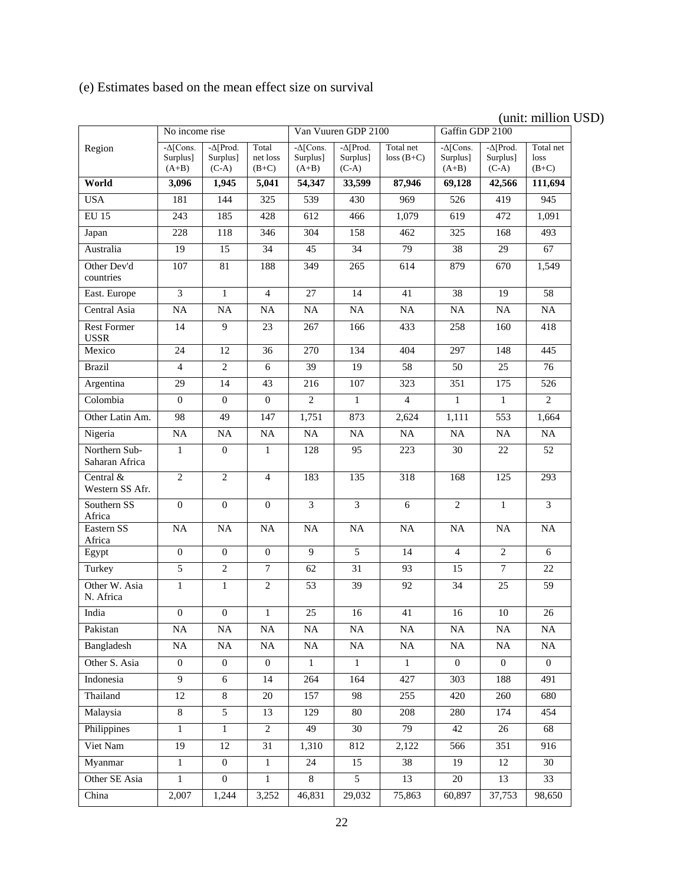(e) Estimates based on the mean effect size on survival

(unit: million USD)

| Region | No income rise | | | Van Vuuren GDP 2100 | | | Gaffin GDP 2100 | | |
|---|---|---|---|---|---|---|---|---|---|
| | -Δ[Cons. Surplus] (A+B) | -Δ[Prod. Surplus] (C-A) | Total net loss (B+C) | -Δ[Cons. Surplus] (A+B) | -Δ[Prod. Surplus] (C-A) | Total net loss (B+C) | -Δ[Cons. Surplus] (A+B) | -Δ[Prod. Surplus] (C-A) | Total net loss (B+C) |
| **World** | **3,096** | **1,945** | **5,041** | **54,347** | **33,599** | **87,946** | **69,128** | **42,566** | **111,694** |
| USA | 181 | 144 | 325 | 539 | 430 | 969 | 526 | 419 | 945 |
| EU 15 | 243 | 185 | 428 | 612 | 466 | 1,079 | 619 | 472 | 1,091 |
| Japan | 228 | 118 | 346 | 304 | 158 | 462 | 325 | 168 | 493 |
| Australia | 19 | 15 | 34 | 45 | 34 | 79 | 38 | 29 | 67 |
| Other Dev'd countries | 107 | 81 | 188 | 349 | 265 | 614 | 879 | 670 | 1,549 |
| East. Europe | 3 | 1 | 4 | 27 | 14 | 41 | 38 | 19 | 58 |
| Central Asia | NA | NA | NA | NA | NA | NA | NA | NA | NA |
| Rest Former USSR | 14 | 9 | 23 | 267 | 166 | 433 | 258 | 160 | 418 |
| Mexico | 24 | 12 | 36 | 270 | 134 | 404 | 297 | 148 | 445 |
| Brazil | 4 | 2 | 6 | 39 | 19 | 58 | 50 | 25 | 76 |
| Argentina | 29 | 14 | 43 | 216 | 107 | 323 | 351 | 175 | 526 |
| Colombia | 0 | 0 | 0 | 2 | 1 | 4 | 1 | 1 | 2 |
| Other Latin Am. | 98 | 49 | 147 | 1,751 | 873 | 2,624 | 1,111 | 553 | 1,664 |
| Nigeria | NA | NA | NA | NA | NA | NA | NA | NA | NA |
| Northern Sub-Saharan Africa | 1 | 0 | 1 | 128 | 95 | 223 | 30 | 22 | 52 |
| Central & Western SS Afr. | 2 | 2 | 4 | 183 | 135 | 318 | 168 | 125 | 293 |
| Southern SS Africa | 0 | 0 | 0 | 3 | 3 | 6 | 2 | 1 | 3 |
| Eastern SS Africa | NA | NA | NA | NA | NA | NA | NA | NA | NA |
| Egypt | 0 | 0 | 0 | 9 | 5 | 14 | 4 | 2 | 6 |
| Turkey | 5 | 2 | 7 | 62 | 31 | 93 | 15 | 7 | 22 |
| Other W. Asia N. Africa | 1 | 1 | 2 | 53 | 39 | 92 | 34 | 25 | 59 |
| India | 0 | 0 | 1 | 25 | 16 | 41 | 16 | 10 | 26 |
| Pakistan | NA | NA | NA | NA | NA | NA | NA | NA | NA |
| Bangladesh | NA | NA | NA | NA | NA | NA | NA | NA | NA |
| Other S. Asia | 0 | 0 | 0 | 1 | 1 | 1 | 0 | 0 | 0 |
| Indonesia | 9 | 6 | 14 | 264 | 164 | 427 | 303 | 188 | 491 |
| Thailand | 12 | 8 | 20 | 157 | 98 | 255 | 420 | 260 | 680 |
| Malaysia | 8 | 5 | 13 | 129 | 80 | 208 | 280 | 174 | 454 |
| Philippines | 1 | 1 | 2 | 49 | 30 | 79 | 42 | 26 | 68 |
| Viet Nam | 19 | 12 | 31 | 1,310 | 812 | 2,122 | 566 | 351 | 916 |
| Myanmar | 1 | 0 | 1 | 24 | 15 | 38 | 19 | 12 | 30 |
| Other SE Asia | 1 | 0 | 1 | 8 | 5 | 13 | 20 | 13 | 33 |
| China | 2,007 | 1,244 | 3,252 | 46,831 | 29,032 | 75,863 | 60,897 | 37,753 | 98,650 |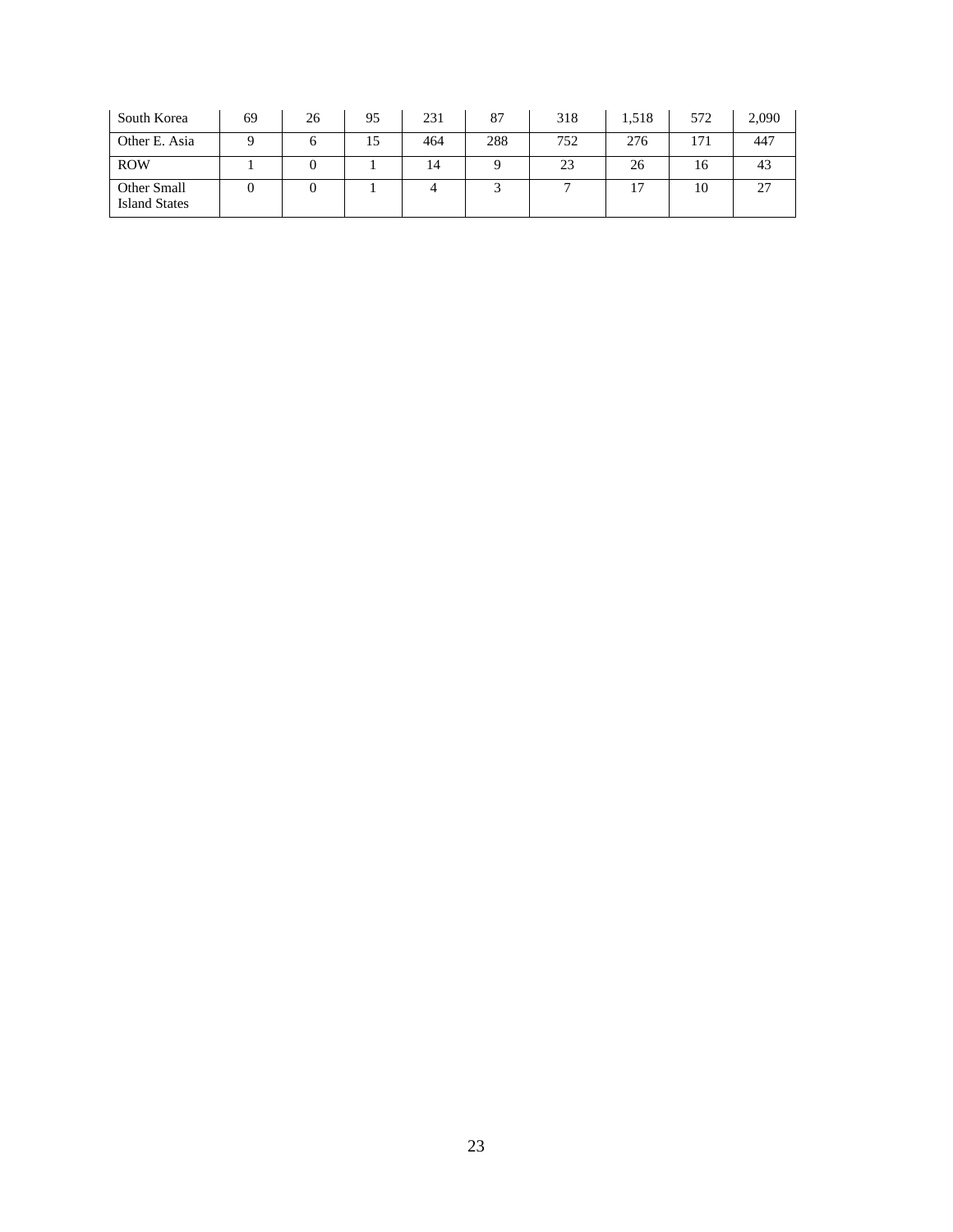| | | | | | | | | | |
|---|---|---|---|---|---|---|---|---|---|
| South Korea | 69 | 26 | 95 | 231 | 87 | 318 | 1,518 | 572 | 2,090 |
| Other E. Asia | 9 | 6 | 15 | 464 | 288 | 752 | 276 | 171 | 447 |
| ROW | 1 | 0 | 1 | 14 | 9 | 23 | 26 | 16 | 43 |
| Other Small Island States | 0 | 0 | 1 | 4 | 3 | 7 | 17 | 10 | 27 |